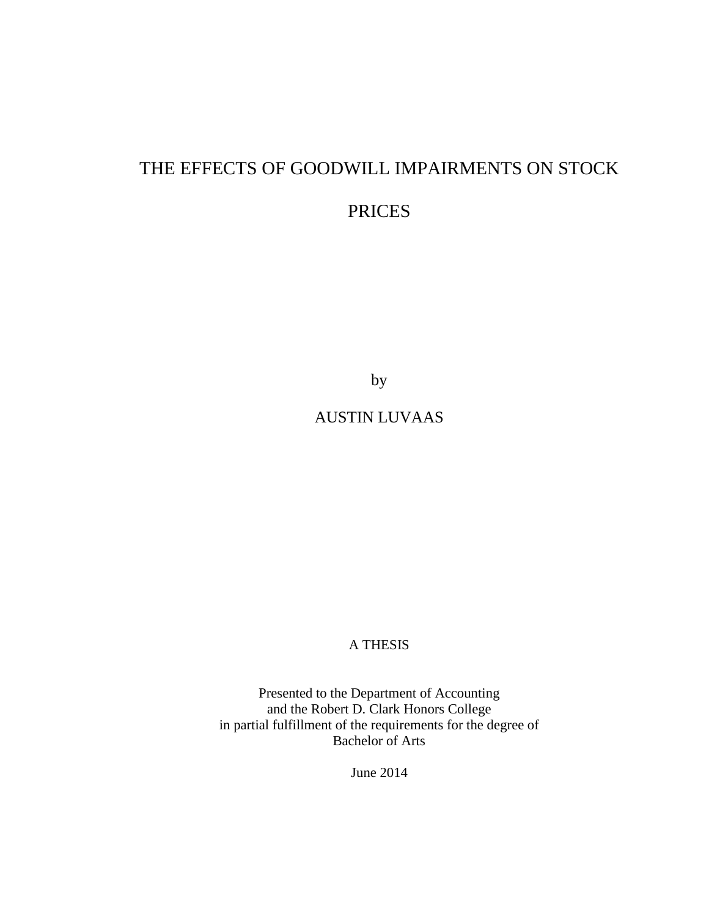# THE EFFECTS OF GOODWILL IMPAIRMENTS ON STOCK PRICES

by

AUSTIN LUVAAS

A THESIS

Presented to the Department of Accounting
and the Robert D. Clark Honors College
in partial fulfillment of the requirements for the degree of
Bachelor of Arts

June 2014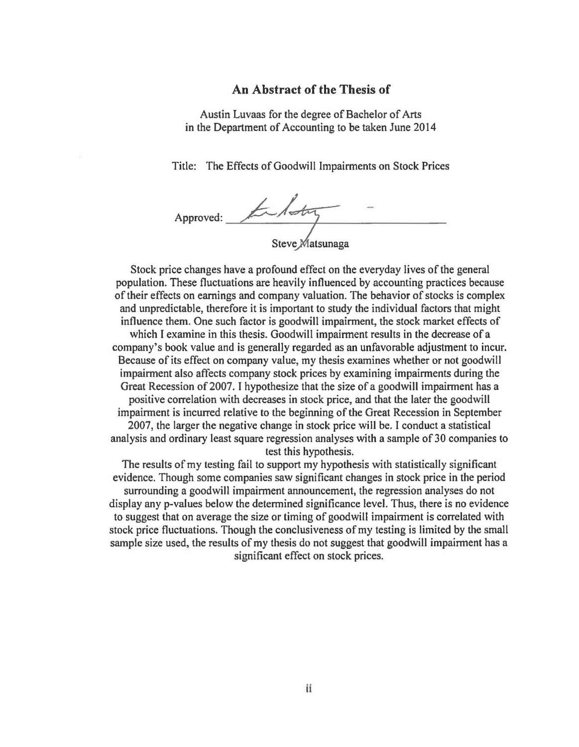## An Abstract of the Thesis of

Austin Luvaas for the degree of Bachelor of Arts
in the Department of Accounting to be taken June 2014

Title: The Effects of Goodwill Impairments on Stock Prices

Approved: _______________________
Steve Matsunaga

Stock price changes have a profound effect on the everyday lives of the general population. These fluctuations are heavily influenced by accounting practices because of their effects on earnings and company valuation. The behavior of stocks is complex and unpredictable, therefore it is important to study the individual factors that might influence them. One such factor is goodwill impairment, the stock market effects of which I examine in this thesis. Goodwill impairment results in the decrease of a company's book value and is generally regarded as an unfavorable adjustment to incur. Because of its effect on company value, my thesis examines whether or not goodwill impairment also affects company stock prices by examining impairments during the Great Recession of 2007. I hypothesize that the size of a goodwill impairment has a positive correlation with decreases in stock price, and that the later the goodwill impairment is incurred relative to the beginning of the Great Recession in September 2007, the larger the negative change in stock price will be. I conduct a statistical analysis and ordinary least square regression analyses with a sample of 30 companies to test this hypothesis.

The results of my testing fail to support my hypothesis with statistically significant evidence. Though some companies saw significant changes in stock price in the period surrounding a goodwill impairment announcement, the regression analyses do not display any p-values below the determined significance level. Thus, there is no evidence to suggest that on average the size or timing of goodwill impairment is correlated with stock price fluctuations. Though the conclusiveness of my testing is limited by the small sample size used, the results of my thesis do not suggest that goodwill impairment has a significant effect on stock prices.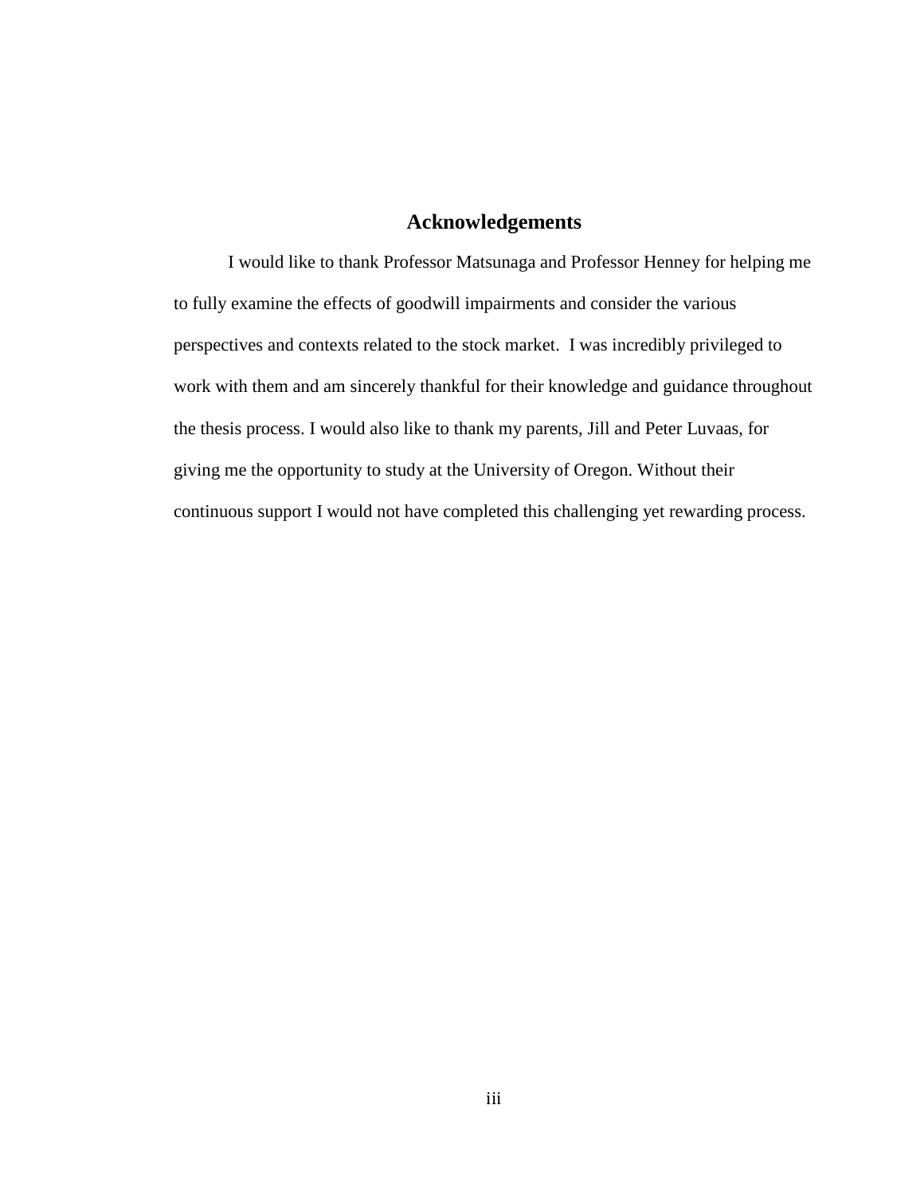# Acknowledgements

I would like to thank Professor Matsunaga and Professor Henney for helping me to fully examine the effects of goodwill impairments and consider the various perspectives and contexts related to the stock market. I was incredibly privileged to work with them and am sincerely thankful for their knowledge and guidance throughout the thesis process. I would also like to thank my parents, Jill and Peter Luvaas, for giving me the opportunity to study at the University of Oregon. Without their continuous support I would not have completed this challenging yet rewarding process.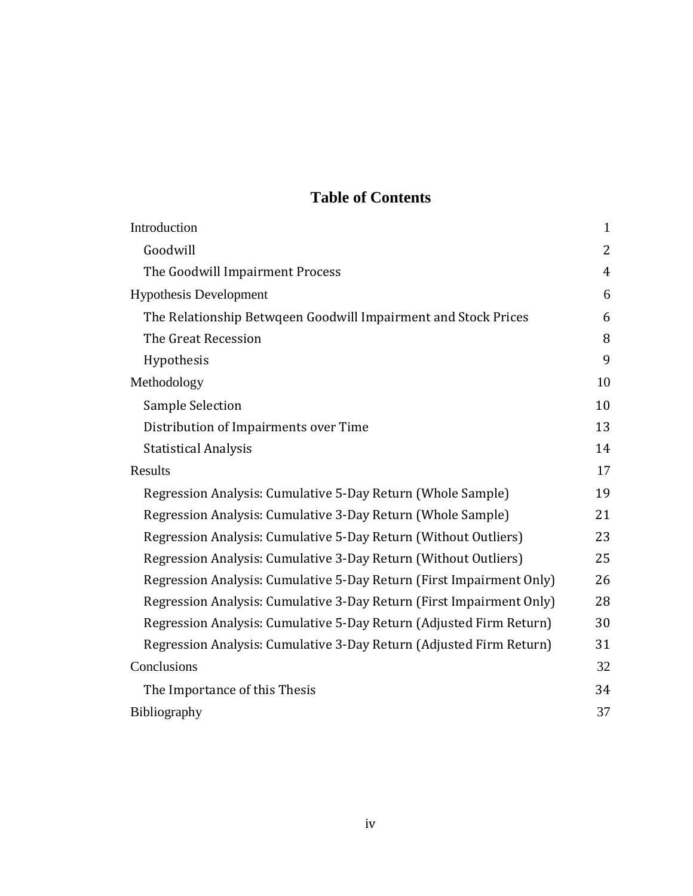# Table of Contents

| | |
|---|---|
| Introduction | 1 |
| Goodwill | 2 |
| The Goodwill Impairment Process | 4 |
| Hypothesis Development | 6 |
| The Relationship Betwqeen Goodwill Impairment and Stock Prices | 6 |
| The Great Recession | 8 |
| Hypothesis | 9 |
| Methodology | 10 |
| Sample Selection | 10 |
| Distribution of Impairments over Time | 13 |
| Statistical Analysis | 14 |
| Results | 17 |
| Regression Analysis: Cumulative 5-Day Return (Whole Sample) | 19 |
| Regression Analysis: Cumulative 3-Day Return (Whole Sample) | 21 |
| Regression Analysis: Cumulative 5-Day Return (Without Outliers) | 23 |
| Regression Analysis: Cumulative 3-Day Return (Without Outliers) | 25 |
| Regression Analysis: Cumulative 5-Day Return (First Impairment Only) | 26 |
| Regression Analysis: Cumulative 3-Day Return (First Impairment Only) | 28 |
| Regression Analysis: Cumulative 5-Day Return (Adjusted Firm Return) | 30 |
| Regression Analysis: Cumulative 3-Day Return (Adjusted Firm Return) | 31 |
| Conclusions | 32 |
| The Importance of this Thesis | 34 |
| Bibliography | 37 |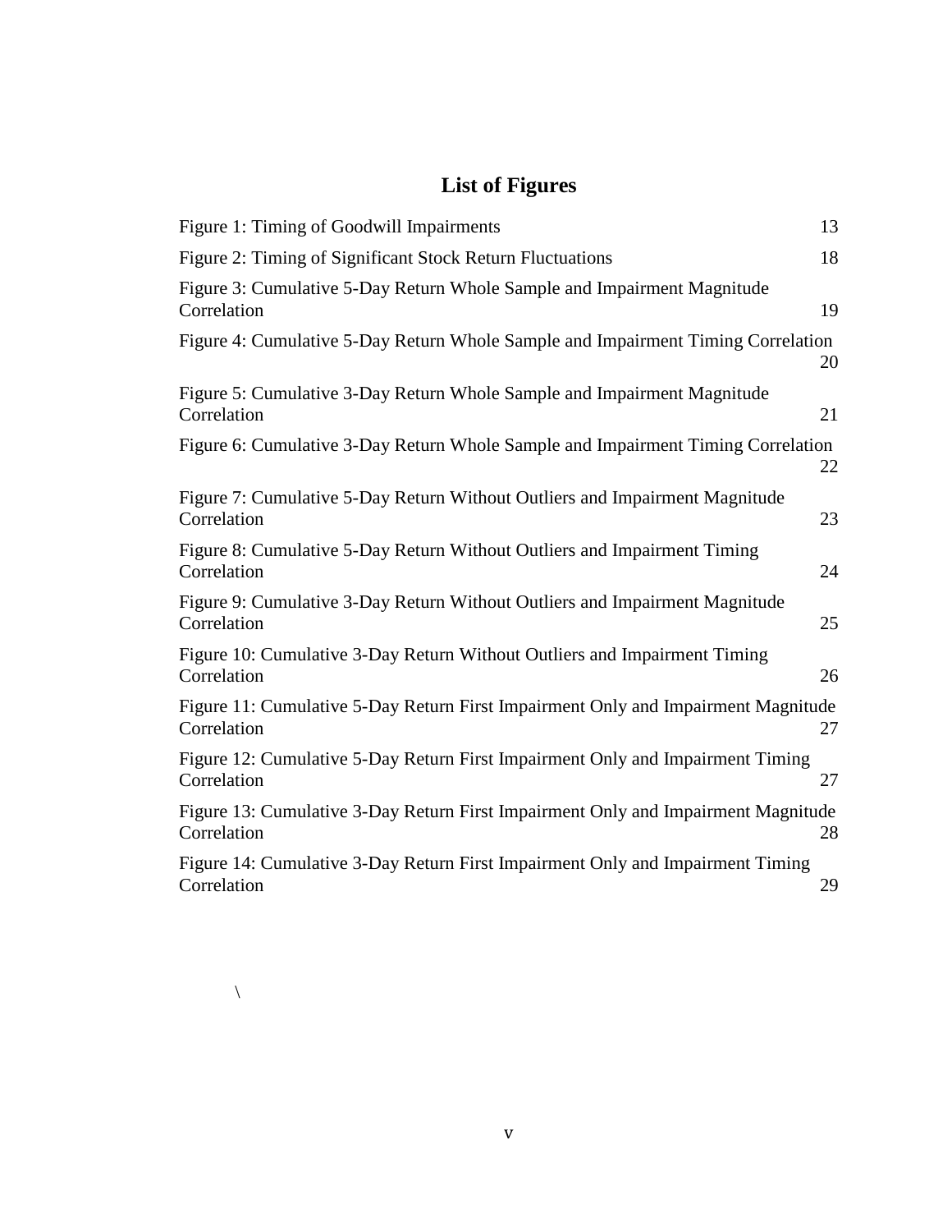# List of Figures

| | |
|---|---|
| Figure 1: Timing of Goodwill Impairments | 13 |
| Figure 2: Timing of Significant Stock Return Fluctuations | 18 |
| Figure 3: Cumulative 5-Day Return Whole Sample and Impairment Magnitude Correlation | 19 |
| Figure 4: Cumulative 5-Day Return Whole Sample and Impairment Timing Correlation | 20 |
| Figure 5: Cumulative 3-Day Return Whole Sample and Impairment Magnitude Correlation | 21 |
| Figure 6: Cumulative 3-Day Return Whole Sample and Impairment Timing Correlation | 22 |
| Figure 7: Cumulative 5-Day Return Without Outliers and Impairment Magnitude Correlation | 23 |
| Figure 8: Cumulative 5-Day Return Without Outliers and Impairment Timing Correlation | 24 |
| Figure 9: Cumulative 3-Day Return Without Outliers and Impairment Magnitude Correlation | 25 |
| Figure 10: Cumulative 3-Day Return Without Outliers and Impairment Timing Correlation | 26 |
| Figure 11: Cumulative 5-Day Return First Impairment Only and Impairment Magnitude Correlation | 27 |
| Figure 12: Cumulative 5-Day Return First Impairment Only and Impairment Timing Correlation | 27 |
| Figure 13: Cumulative 3-Day Return First Impairment Only and Impairment Magnitude Correlation | 28 |
| Figure 14: Cumulative 3-Day Return First Impairment Only and Impairment Timing Correlation | 29 |

\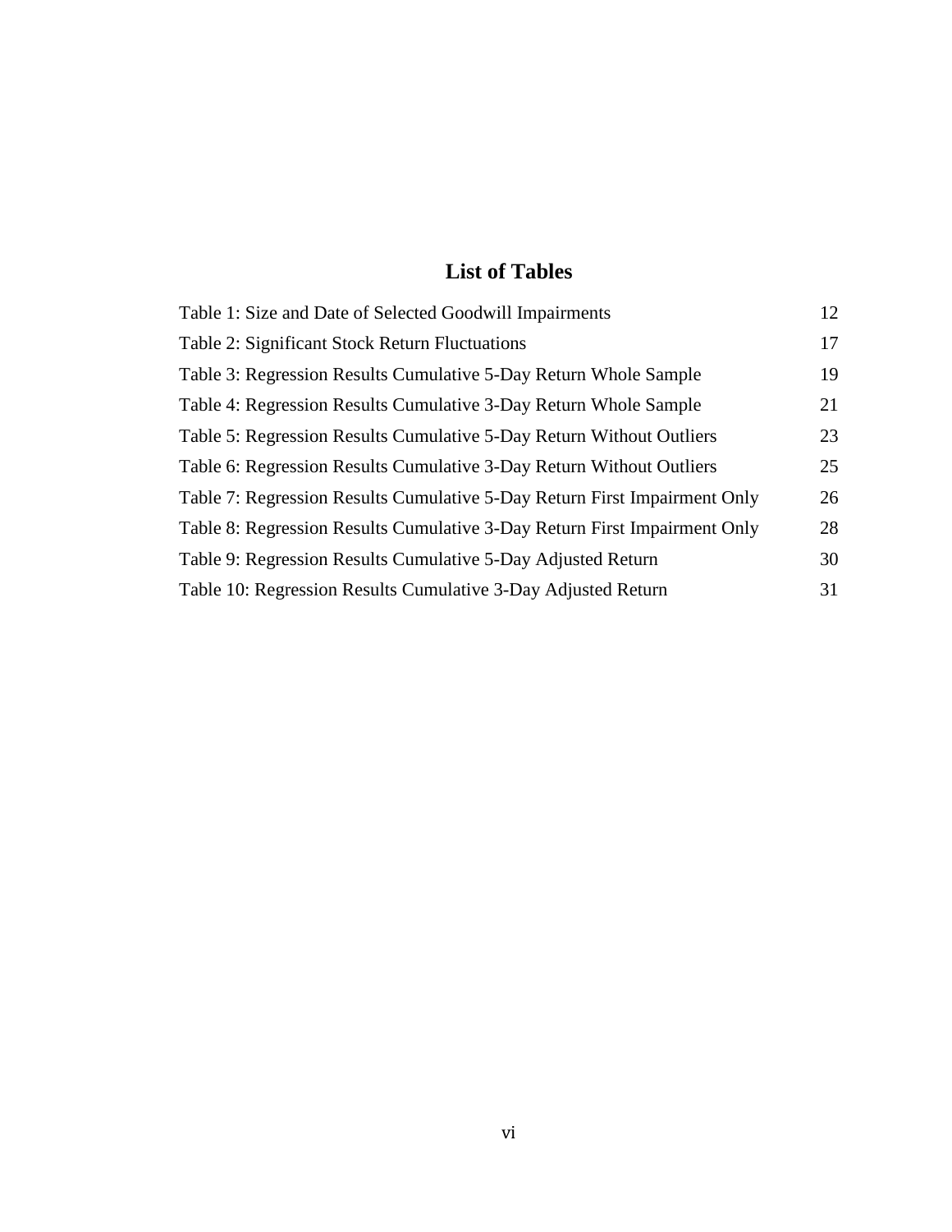# List of Tables

| | |
|---|---|
| Table 1: Size and Date of Selected Goodwill Impairments | 12 |
| Table 2: Significant Stock Return Fluctuations | 17 |
| Table 3: Regression Results Cumulative 5-Day Return Whole Sample | 19 |
| Table 4: Regression Results Cumulative 3-Day Return Whole Sample | 21 |
| Table 5: Regression Results Cumulative 5-Day Return Without Outliers | 23 |
| Table 6: Regression Results Cumulative 3-Day Return Without Outliers | 25 |
| Table 7: Regression Results Cumulative 5-Day Return First Impairment Only | 26 |
| Table 8: Regression Results Cumulative 3-Day Return First Impairment Only | 28 |
| Table 9: Regression Results Cumulative 5-Day Adjusted Return | 30 |
| Table 10: Regression Results Cumulative 3-Day Adjusted Return | 31 |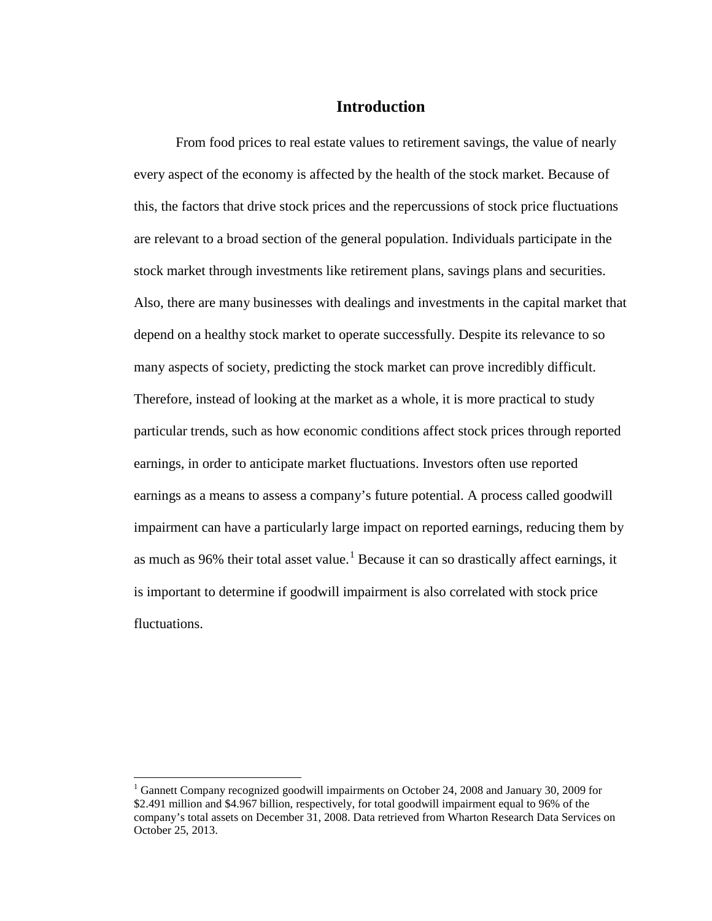# Introduction

From food prices to real estate values to retirement savings, the value of nearly every aspect of the economy is affected by the health of the stock market. Because of this, the factors that drive stock prices and the repercussions of stock price fluctuations are relevant to a broad section of the general population. Individuals participate in the stock market through investments like retirement plans, savings plans and securities. Also, there are many businesses with dealings and investments in the capital market that depend on a healthy stock market to operate successfully. Despite its relevance to so many aspects of society, predicting the stock market can prove incredibly difficult. Therefore, instead of looking at the market as a whole, it is more practical to study particular trends, such as how economic conditions affect stock prices through reported earnings, in order to anticipate market fluctuations. Investors often use reported earnings as a means to assess a company's future potential. A process called goodwill impairment can have a particularly large impact on reported earnings, reducing them by as much as 96% their total asset value.[1] Because it can so drastically affect earnings, it is important to determine if goodwill impairment is also correlated with stock price fluctuations.

---

[1] Gannett Company recognized goodwill impairments on October 24, 2008 and January 30, 2009 for $2.491 million and $4.967 billion, respectively, for total goodwill impairment equal to 96% of the company's total assets on December 31, 2008. Data retrieved from Wharton Research Data Services on October 25, 2013.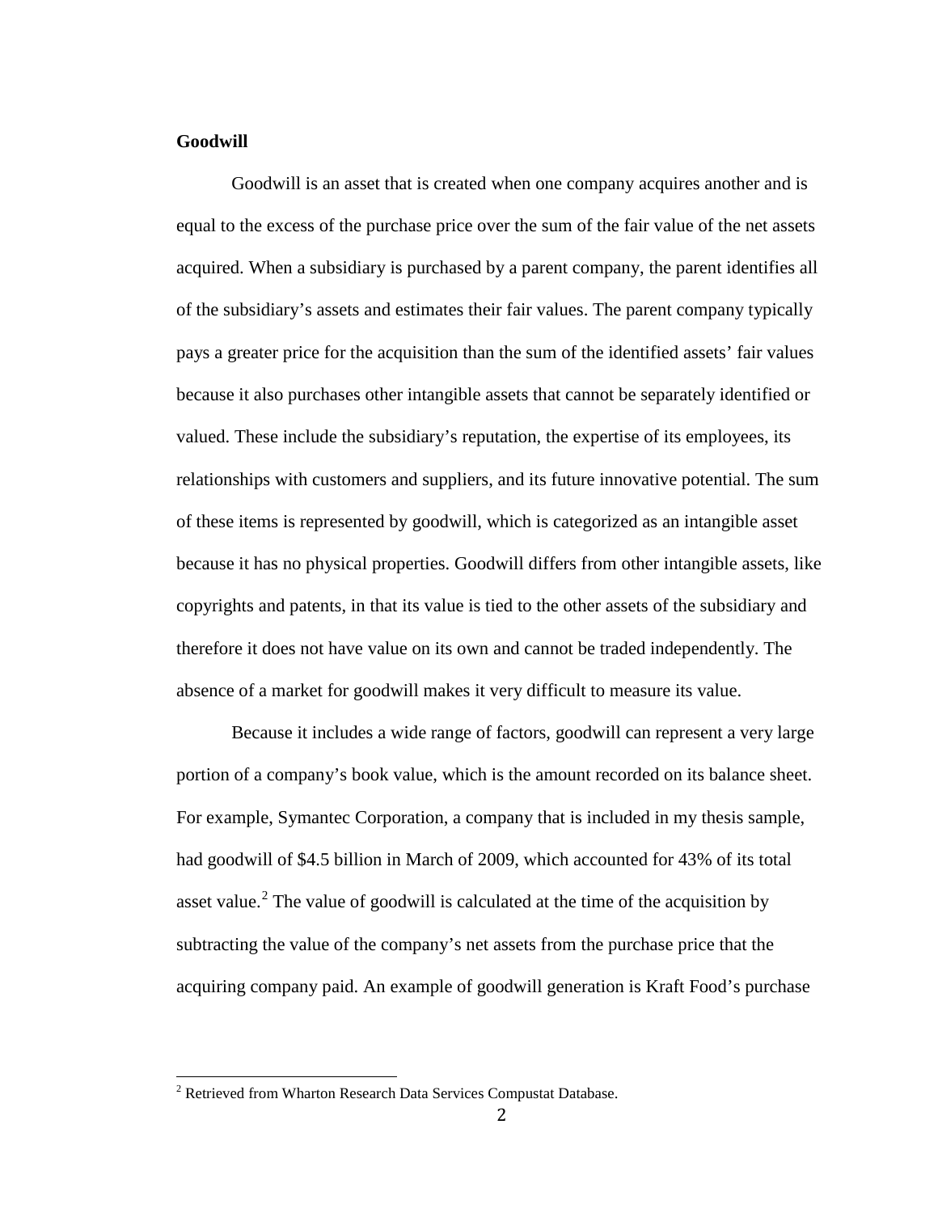**Goodwill**

Goodwill is an asset that is created when one company acquires another and is equal to the excess of the purchase price over the sum of the fair value of the net assets acquired. When a subsidiary is purchased by a parent company, the parent identifies all of the subsidiary's assets and estimates their fair values. The parent company typically pays a greater price for the acquisition than the sum of the identified assets' fair values because it also purchases other intangible assets that cannot be separately identified or valued. These include the subsidiary's reputation, the expertise of its employees, its relationships with customers and suppliers, and its future innovative potential. The sum of these items is represented by goodwill, which is categorized as an intangible asset because it has no physical properties. Goodwill differs from other intangible assets, like copyrights and patents, in that its value is tied to the other assets of the subsidiary and therefore it does not have value on its own and cannot be traded independently. The absence of a market for goodwill makes it very difficult to measure its value.

Because it includes a wide range of factors, goodwill can represent a very large portion of a company's book value, which is the amount recorded on its balance sheet. For example, Symantec Corporation, a company that is included in my thesis sample, had goodwill of $4.5 billion in March of 2009, which accounted for 43% of its total asset value.[2] The value of goodwill is calculated at the time of the acquisition by subtracting the value of the company's net assets from the purchase price that the acquiring company paid. An example of goodwill generation is Kraft Food's purchase

[2] Retrieved from Wharton Research Data Services Compustat Database.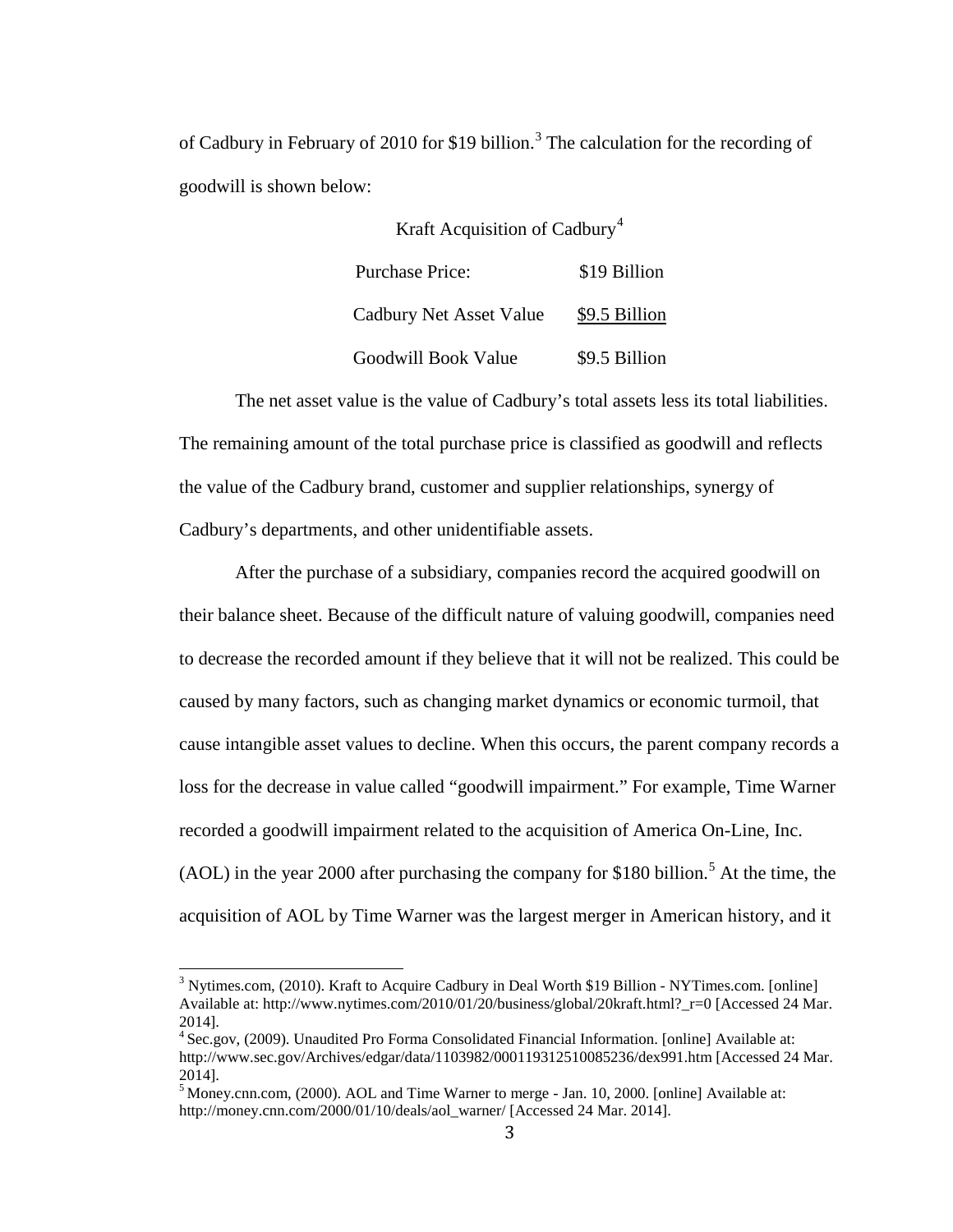of Cadbury in February of 2010 for $19 billion.[3] The calculation for the recording of goodwill is shown below:

Kraft Acquisition of Cadbury[4]

| | |
|---|---|
| Purchase Price: | $19 Billion |
| Cadbury Net Asset Value | $9.5 Billion |
| Goodwill Book Value | $9.5 Billion |

The net asset value is the value of Cadbury's total assets less its total liabilities. The remaining amount of the total purchase price is classified as goodwill and reflects the value of the Cadbury brand, customer and supplier relationships, synergy of Cadbury's departments, and other unidentifiable assets.

After the purchase of a subsidiary, companies record the acquired goodwill on their balance sheet. Because of the difficult nature of valuing goodwill, companies need to decrease the recorded amount if they believe that it will not be realized. This could be caused by many factors, such as changing market dynamics or economic turmoil, that cause intangible asset values to decline. When this occurs, the parent company records a loss for the decrease in value called "goodwill impairment." For example, Time Warner recorded a goodwill impairment related to the acquisition of America On-Line, Inc. (AOL) in the year 2000 after purchasing the company for $180 billion.[5] At the time, the acquisition of AOL by Time Warner was the largest merger in American history, and it

---

[3] Nytimes.com, (2010). Kraft to Acquire Cadbury in Deal Worth $19 Billion - NYTimes.com. [online] Available at: http://www.nytimes.com/2010/01/20/business/global/20kraft.html?_r=0 [Accessed 24 Mar. 2014].

[4] Sec.gov, (2009). Unaudited Pro Forma Consolidated Financial Information. [online] Available at: http://www.sec.gov/Archives/edgar/data/1103982/000119312510085236/dex991.htm [Accessed 24 Mar. 2014].

[5] Money.cnn.com, (2000). AOL and Time Warner to merge - Jan. 10, 2000. [online] Available at: http://money.cnn.com/2000/01/10/deals/aol_warner/ [Accessed 24 Mar. 2014].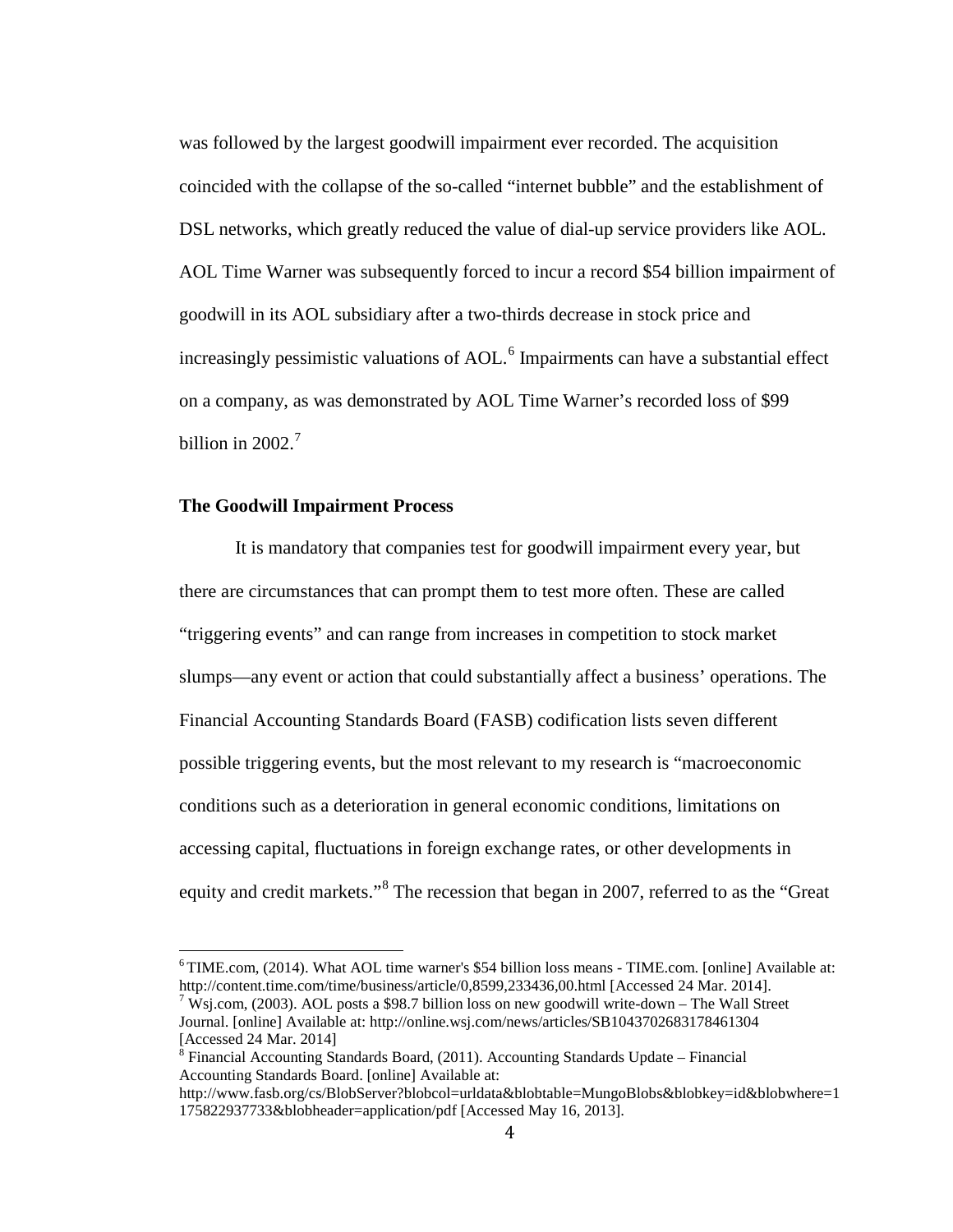was followed by the largest goodwill impairment ever recorded. The acquisition coincided with the collapse of the so-called “internet bubble” and the establishment of DSL networks, which greatly reduced the value of dial-up service providers like AOL. AOL Time Warner was subsequently forced to incur a record $54 billion impairment of goodwill in its AOL subsidiary after a two-thirds decrease in stock price and increasingly pessimistic valuations of AOL.[6] Impairments can have a substantial effect on a company, as was demonstrated by AOL Time Warner’s recorded loss of $99 billion in 2002.[7]

## The Goodwill Impairment Process

It is mandatory that companies test for goodwill impairment every year, but there are circumstances that can prompt them to test more often. These are called “triggering events” and can range from increases in competition to stock market slumps—any event or action that could substantially affect a business’ operations. The Financial Accounting Standards Board (FASB) codification lists seven different possible triggering events, but the most relevant to my research is “macroeconomic conditions such as a deterioration in general economic conditions, limitations on accessing capital, fluctuations in foreign exchange rates, or other developments in equity and credit markets.”[8] The recession that began in 2007, referred to as the “Great

---

[6] TIME.com, (2014). What AOL time warner's $54 billion loss means - TIME.com. [online] Available at: http://content.time.com/time/business/article/0,8599,233436,00.html [Accessed 24 Mar. 2014].

[7] Wsj.com, (2003). AOL posts a $98.7 billion loss on new goodwill write-down – The Wall Street Journal. [online] Available at: http://online.wsj.com/news/articles/SB1043702683178461304 [Accessed 24 Mar. 2014]

[8] Financial Accounting Standards Board, (2011). Accounting Standards Update – Financial Accounting Standards Board. [online] Available at: http://www.fasb.org/cs/BlobServer?blobcol=urldata&blobtable=MungoBlobs&blobkey=id&blobwhere=1175822937733&blobheader=application/pdf [Accessed May 16, 2013].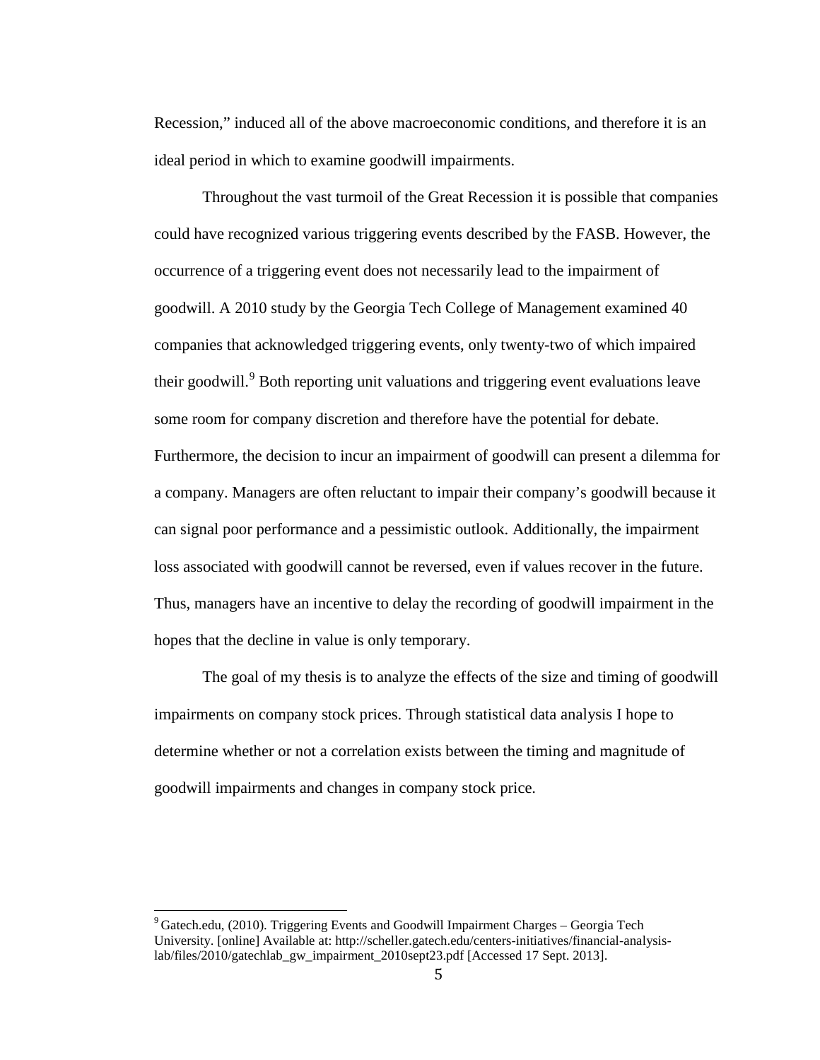Recession," induced all of the above macroeconomic conditions, and therefore it is an ideal period in which to examine goodwill impairments.

Throughout the vast turmoil of the Great Recession it is possible that companies could have recognized various triggering events described by the FASB. However, the occurrence of a triggering event does not necessarily lead to the impairment of goodwill. A 2010 study by the Georgia Tech College of Management examined 40 companies that acknowledged triggering events, only twenty-two of which impaired their goodwill.[9] Both reporting unit valuations and triggering event evaluations leave some room for company discretion and therefore have the potential for debate. Furthermore, the decision to incur an impairment of goodwill can present a dilemma for a company. Managers are often reluctant to impair their company's goodwill because it can signal poor performance and a pessimistic outlook. Additionally, the impairment loss associated with goodwill cannot be reversed, even if values recover in the future. Thus, managers have an incentive to delay the recording of goodwill impairment in the hopes that the decline in value is only temporary.

The goal of my thesis is to analyze the effects of the size and timing of goodwill impairments on company stock prices. Through statistical data analysis I hope to determine whether or not a correlation exists between the timing and magnitude of goodwill impairments and changes in company stock price.

---

[9] Gatech.edu, (2010). Triggering Events and Goodwill Impairment Charges – Georgia Tech University. [online] Available at: http://scheller.gatech.edu/centers-initiatives/financial-analysis-lab/files/2010/gatechlab_gw_impairment_2010sept23.pdf [Accessed 17 Sept. 2013].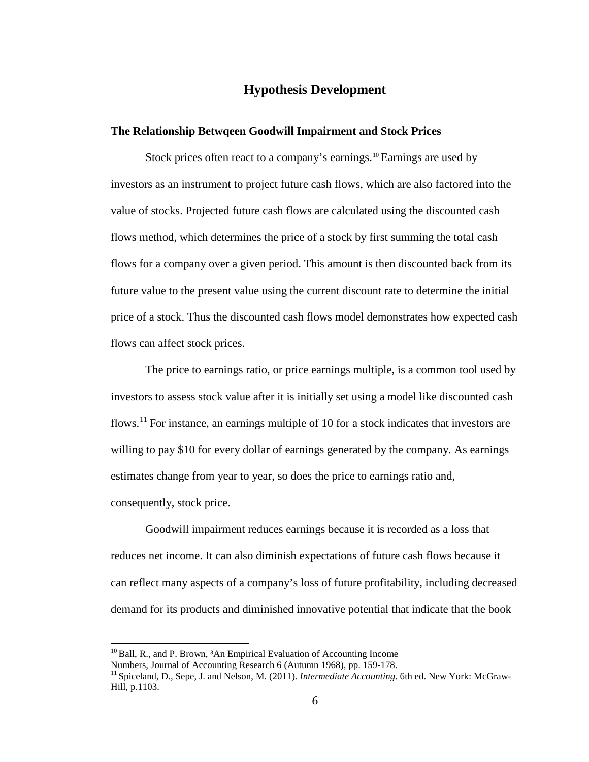## Hypothesis Development

### The Relationship Betwqeen Goodwill Impairment and Stock Prices

Stock prices often react to a company's earnings.[10] Earnings are used by investors as an instrument to project future cash flows, which are also factored into the value of stocks. Projected future cash flows are calculated using the discounted cash flows method, which determines the price of a stock by first summing the total cash flows for a company over a given period. This amount is then discounted back from its future value to the present value using the current discount rate to determine the initial price of a stock. Thus the discounted cash flows model demonstrates how expected cash flows can affect stock prices.

The price to earnings ratio, or price earnings multiple, is a common tool used by investors to assess stock value after it is initially set using a model like discounted cash flows.[11] For instance, an earnings multiple of 10 for a stock indicates that investors are willing to pay $10 for every dollar of earnings generated by the company. As earnings estimates change from year to year, so does the price to earnings ratio and, consequently, stock price.

Goodwill impairment reduces earnings because it is recorded as a loss that reduces net income. It can also diminish expectations of future cash flows because it can reflect many aspects of a company's loss of future profitability, including decreased demand for its products and diminished innovative potential that indicate that the book

---

[10] Ball, R., and P. Brown, ³An Empirical Evaluation of Accounting Income Numbers, Journal of Accounting Research 6 (Autumn 1968), pp. 159-178.

[11] Spiceland, D., Sepe, J. and Nelson, M. (2011). *Intermediate Accounting*. 6th ed. New York: McGraw-Hill, p.1103.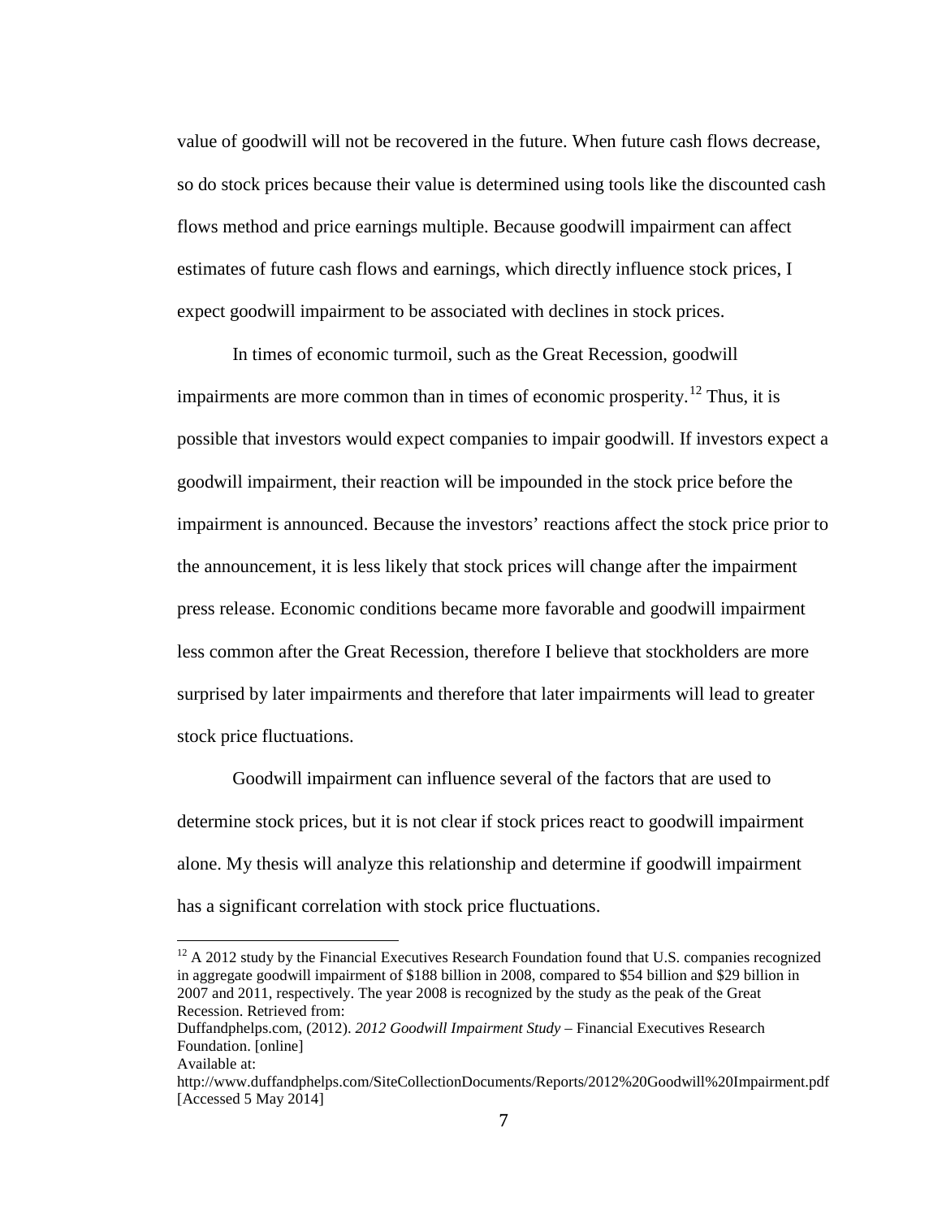value of goodwill will not be recovered in the future. When future cash flows decrease, so do stock prices because their value is determined using tools like the discounted cash flows method and price earnings multiple. Because goodwill impairment can affect estimates of future cash flows and earnings, which directly influence stock prices, I expect goodwill impairment to be associated with declines in stock prices.

In times of economic turmoil, such as the Great Recession, goodwill impairments are more common than in times of economic prosperity.[12] Thus, it is possible that investors would expect companies to impair goodwill. If investors expect a goodwill impairment, their reaction will be impounded in the stock price before the impairment is announced. Because the investors' reactions affect the stock price prior to the announcement, it is less likely that stock prices will change after the impairment press release. Economic conditions became more favorable and goodwill impairment less common after the Great Recession, therefore I believe that stockholders are more surprised by later impairments and therefore that later impairments will lead to greater stock price fluctuations.

Goodwill impairment can influence several of the factors that are used to determine stock prices, but it is not clear if stock prices react to goodwill impairment alone. My thesis will analyze this relationship and determine if goodwill impairment has a significant correlation with stock price fluctuations.

---

[12] A 2012 study by the Financial Executives Research Foundation found that U.S. companies recognized in aggregate goodwill impairment of $188 billion in 2008, compared to $54 billion and $29 billion in 2007 and 2011, respectively. The year 2008 is recognized by the study as the peak of the Great Recession. Retrieved from:
Duffandphelps.com, (2012). *2012 Goodwill Impairment Study* – Financial Executives Research Foundation. [online]
Available at:
http://www.duffandphelps.com/SiteCollectionDocuments/Reports/2012%20Goodwill%20Impairment.pdf [Accessed 5 May 2014]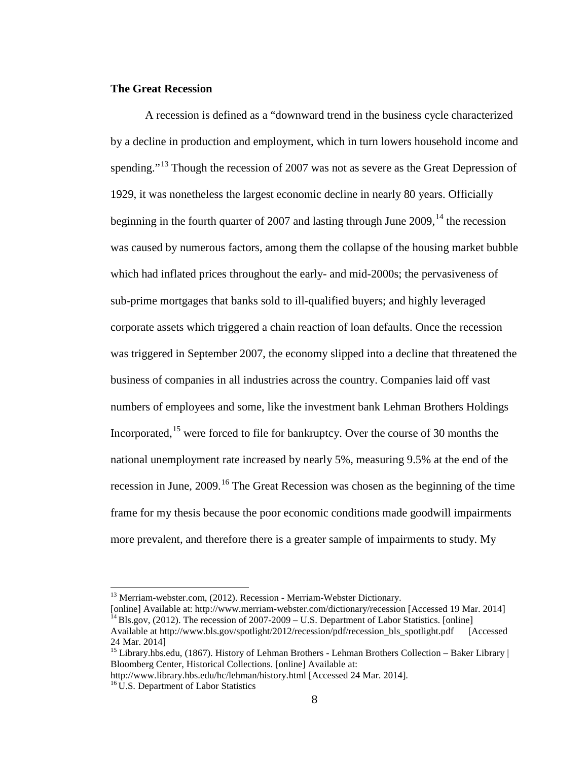**The Great Recession**

A recession is defined as a "downward trend in the business cycle characterized by a decline in production and employment, which in turn lowers household income and spending."[13] Though the recession of 2007 was not as severe as the Great Depression of 1929, it was nonetheless the largest economic decline in nearly 80 years. Officially beginning in the fourth quarter of 2007 and lasting through June 2009,[14] the recession was caused by numerous factors, among them the collapse of the housing market bubble which had inflated prices throughout the early- and mid-2000s; the pervasiveness of sub-prime mortgages that banks sold to ill-qualified buyers; and highly leveraged corporate assets which triggered a chain reaction of loan defaults. Once the recession was triggered in September 2007, the economy slipped into a decline that threatened the business of companies in all industries across the country. Companies laid off vast numbers of employees and some, like the investment bank Lehman Brothers Holdings Incorporated,[15] were forced to file for bankruptcy. Over the course of 30 months the national unemployment rate increased by nearly 5%, measuring 9.5% at the end of the recession in June, 2009.[16] The Great Recession was chosen as the beginning of the time frame for my thesis because the poor economic conditions made goodwill impairments more prevalent, and therefore there is a greater sample of impairments to study. My

---

[13] Merriam-webster.com, (2012). Recession - Merriam-Webster Dictionary. [online] Available at: http://www.merriam-webster.com/dictionary/recession [Accessed 19 Mar. 2014]

[14] Bls.gov, (2012). The recession of 2007-2009 – U.S. Department of Labor Statistics. [online] Available at http://www.bls.gov/spotlight/2012/recession/pdf/recession_bls_spotlight.pdf [Accessed 24 Mar. 2014]

[15] Library.hbs.edu, (1867). History of Lehman Brothers - Lehman Brothers Collection – Baker Library | Bloomberg Center, Historical Collections. [online] Available at: http://www.library.hbs.edu/hc/lehman/history.html [Accessed 24 Mar. 2014].

[16] U.S. Department of Labor Statistics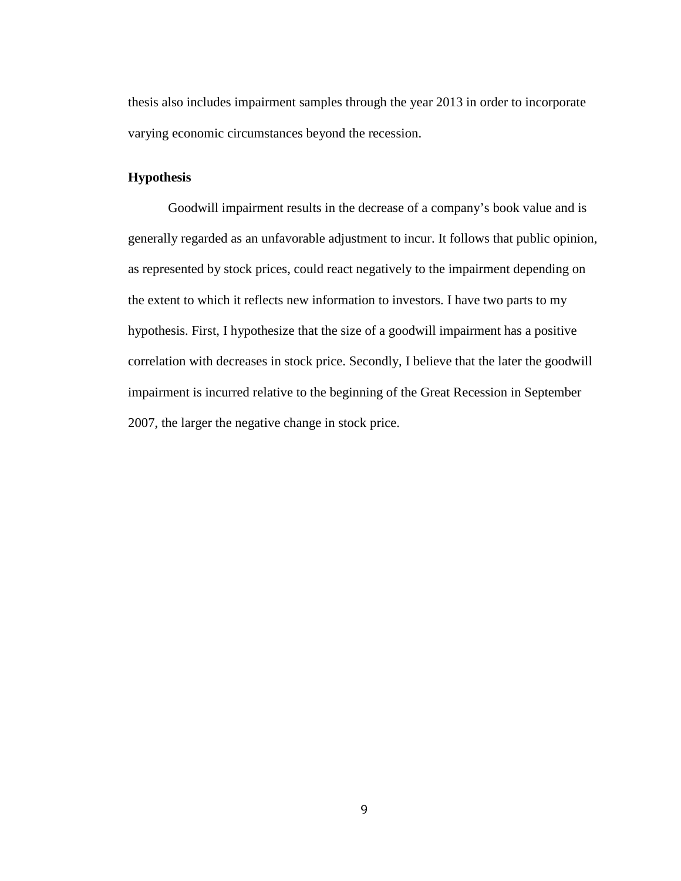thesis also includes impairment samples through the year 2013 in order to incorporate varying economic circumstances beyond the recession.

## Hypothesis

Goodwill impairment results in the decrease of a company's book value and is generally regarded as an unfavorable adjustment to incur. It follows that public opinion, as represented by stock prices, could react negatively to the impairment depending on the extent to which it reflects new information to investors. I have two parts to my hypothesis. First, I hypothesize that the size of a goodwill impairment has a positive correlation with decreases in stock price. Secondly, I believe that the later the goodwill impairment is incurred relative to the beginning of the Great Recession in September 2007, the larger the negative change in stock price.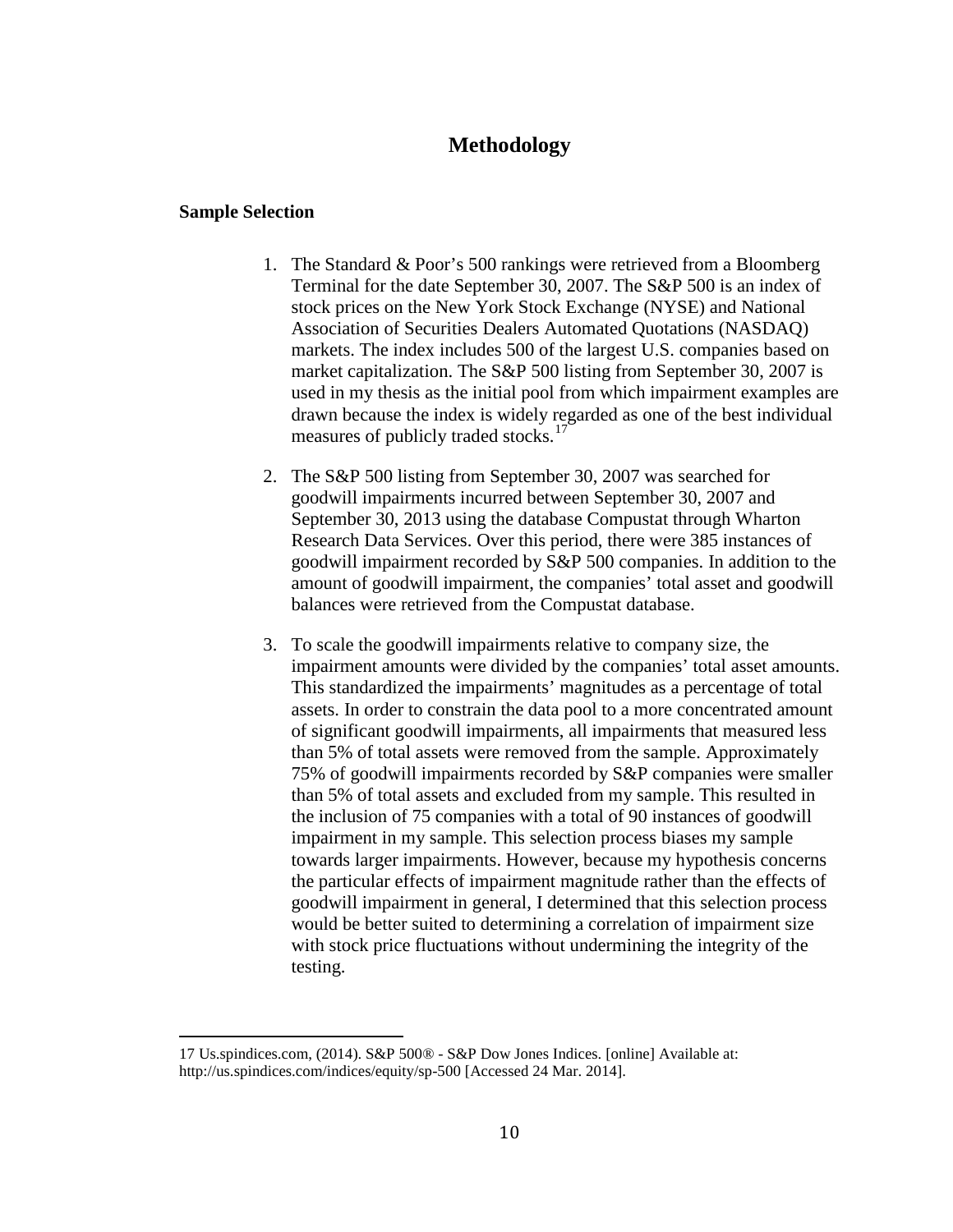# Methodology

## Sample Selection

1. The Standard & Poor's 500 rankings were retrieved from a Bloomberg Terminal for the date September 30, 2007. The S&P 500 is an index of stock prices on the New York Stock Exchange (NYSE) and National Association of Securities Dealers Automated Quotations (NASDAQ) markets. The index includes 500 of the largest U.S. companies based on market capitalization. The S&P 500 listing from September 30, 2007 is used in my thesis as the initial pool from which impairment examples are drawn because the index is widely regarded as one of the best individual measures of publicly traded stocks.[17]

2. The S&P 500 listing from September 30, 2007 was searched for goodwill impairments incurred between September 30, 2007 and September 30, 2013 using the database Compustat through Wharton Research Data Services. Over this period, there were 385 instances of goodwill impairment recorded by S&P 500 companies. In addition to the amount of goodwill impairment, the companies' total asset and goodwill balances were retrieved from the Compustat database.

3. To scale the goodwill impairments relative to company size, the impairment amounts were divided by the companies' total asset amounts. This standardized the impairments' magnitudes as a percentage of total assets. In order to constrain the data pool to a more concentrated amount of significant goodwill impairments, all impairments that measured less than 5% of total assets were removed from the sample. Approximately 75% of goodwill impairments recorded by S&P companies were smaller than 5% of total assets and excluded from my sample. This resulted in the inclusion of 75 companies with a total of 90 instances of goodwill impairment in my sample. This selection process biases my sample towards larger impairments. However, because my hypothesis concerns the particular effects of impairment magnitude rather than the effects of goodwill impairment in general, I determined that this selection process would be better suited to determining a correlation of impairment size with stock price fluctuations without undermining the integrity of the testing.

---

17 Us.spindices.com, (2014). S&P 500® - S&P Dow Jones Indices. [online] Available at: http://us.spindices.com/indices/equity/sp-500 [Accessed 24 Mar. 2014].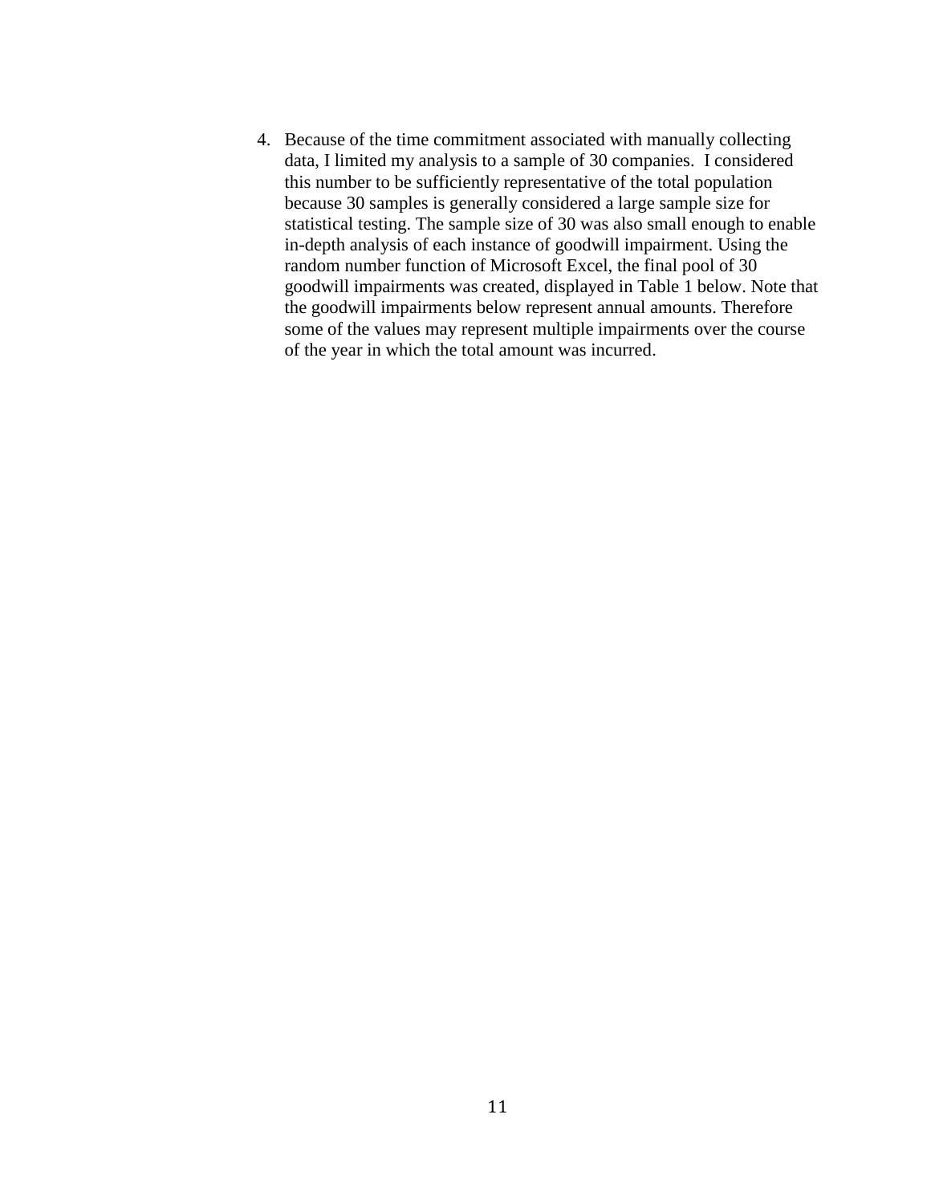4. Because of the time commitment associated with manually collecting data, I limited my analysis to a sample of 30 companies. I considered this number to be sufficiently representative of the total population because 30 samples is generally considered a large sample size for statistical testing. The sample size of 30 was also small enough to enable in-depth analysis of each instance of goodwill impairment. Using the random number function of Microsoft Excel, the final pool of 30 goodwill impairments was created, displayed in Table 1 below. Note that the goodwill impairments below represent annual amounts. Therefore some of the values may represent multiple impairments over the course of the year in which the total amount was incurred.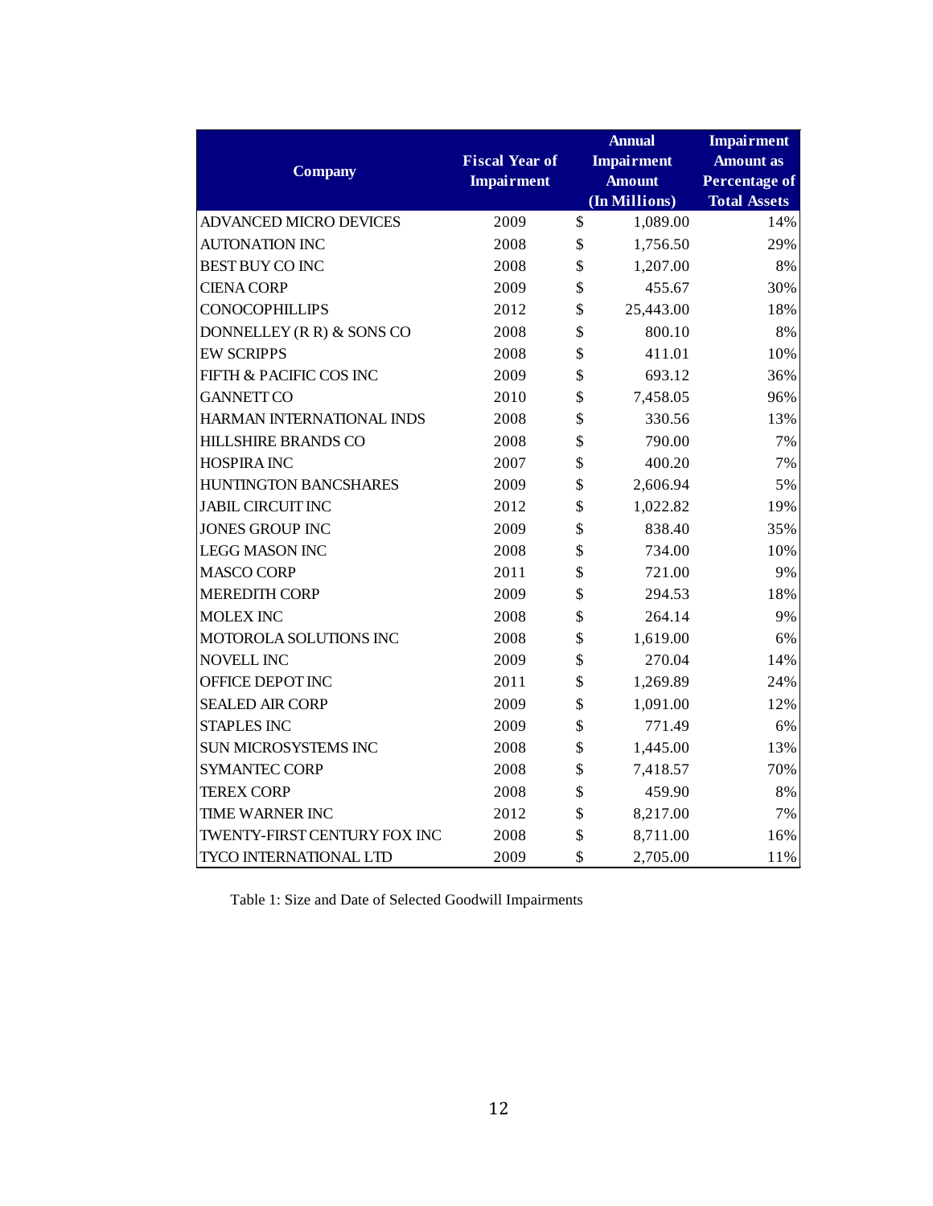| Company | Fiscal Year of Impairment | Annual Impairment Amount (In Millions) | Impairment Amount as Percentage of Total Assets |
|---|---|---|---|
| ADVANCED MICRO DEVICES | 2009 | $ 1,089.00 | 14% |
| AUTONATION INC | 2008 | $ 1,756.50 | 29% |
| BEST BUY CO INC | 2008 | $ 1,207.00 | 8% |
| CIENA CORP | 2009 | $ 455.67 | 30% |
| CONOCOPHILLIPS | 2012 | $ 25,443.00 | 18% |
| DONNELLEY (R R) & SONS CO | 2008 | $ 800.10 | 8% |
| EW SCRIPPS | 2008 | $ 411.01 | 10% |
| FIFTH & PACIFIC COS INC | 2009 | $ 693.12 | 36% |
| GANNETT CO | 2010 | $ 7,458.05 | 96% |
| HARMAN INTERNATIONAL INDS | 2008 | $ 330.56 | 13% |
| HILLSHIRE BRANDS CO | 2008 | $ 790.00 | 7% |
| HOSPIRA INC | 2007 | $ 400.20 | 7% |
| HUNTINGTON BANCSHARES | 2009 | $ 2,606.94 | 5% |
| JABIL CIRCUIT INC | 2012 | $ 1,022.82 | 19% |
| JONES GROUP INC | 2009 | $ 838.40 | 35% |
| LEGG MASON INC | 2008 | $ 734.00 | 10% |
| MASCO CORP | 2011 | $ 721.00 | 9% |
| MEREDITH CORP | 2009 | $ 294.53 | 18% |
| MOLEX INC | 2008 | $ 264.14 | 9% |
| MOTOROLA SOLUTIONS INC | 2008 | $ 1,619.00 | 6% |
| NOVELL INC | 2009 | $ 270.04 | 14% |
| OFFICE DEPOT INC | 2011 | $ 1,269.89 | 24% |
| SEALED AIR CORP | 2009 | $ 1,091.00 | 12% |
| STAPLES INC | 2009 | $ 771.49 | 6% |
| SUN MICROSYSTEMS INC | 2008 | $ 1,445.00 | 13% |
| SYMANTEC CORP | 2008 | $ 7,418.57 | 70% |
| TEREX CORP | 2008 | $ 459.90 | 8% |
| TIME WARNER INC | 2012 | $ 8,217.00 | 7% |
| TWENTY-FIRST CENTURY FOX INC | 2008 | $ 8,711.00 | 16% |
| TYCO INTERNATIONAL LTD | 2009 | $ 2,705.00 | 11% |

Table 1: Size and Date of Selected Goodwill Impairments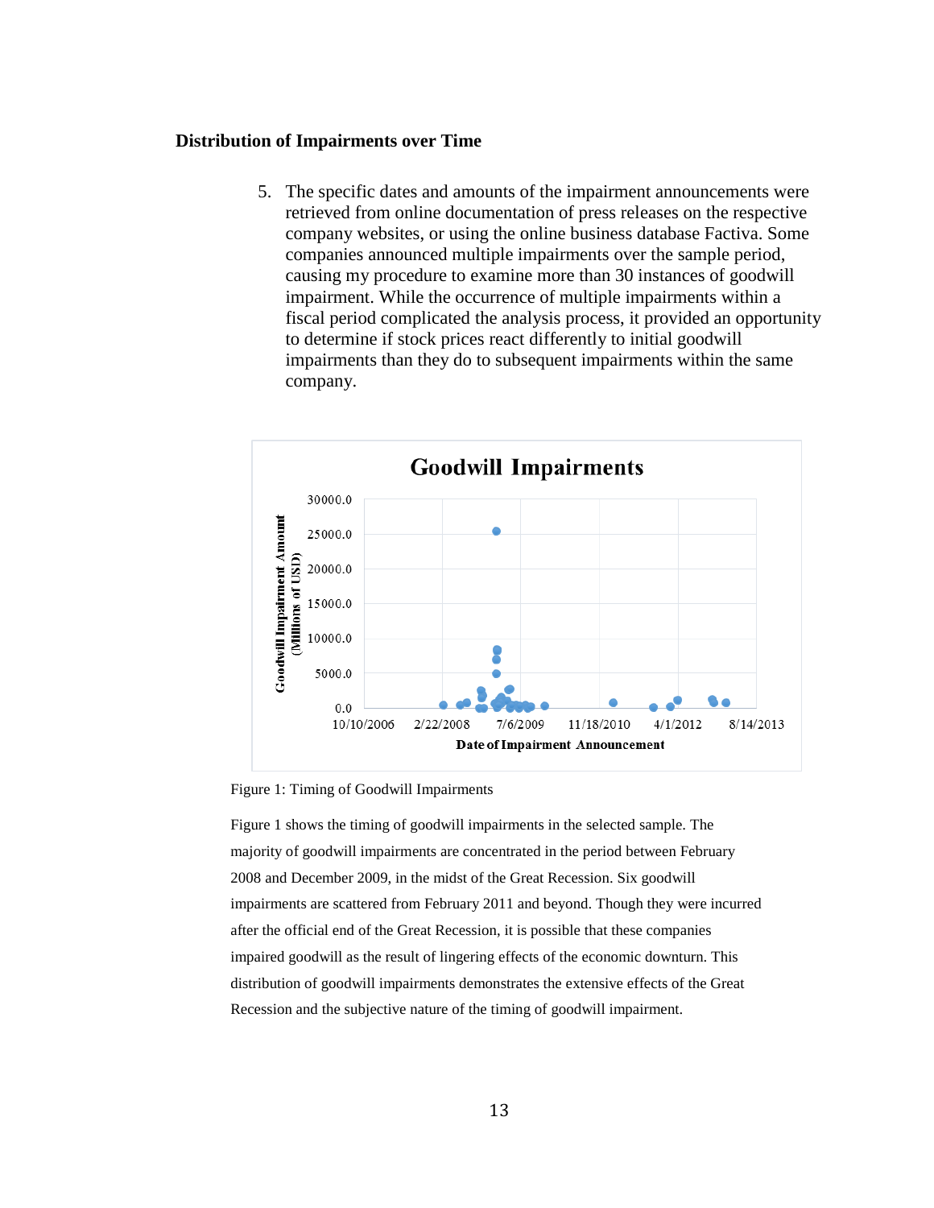### Distribution of Impairments over Time

5. The specific dates and amounts of the impairment announcements were retrieved from online documentation of press releases on the respective company websites, or using the online business database Factiva. Some companies announced multiple impairments over the sample period, causing my procedure to examine more than 30 instances of goodwill impairment. While the occurrence of multiple impairments within a fiscal period complicated the analysis process, it provided an opportunity to determine if stock prices react differently to initial goodwill impairments than they do to subsequent impairments within the same company.

Figure 1: Timing of Goodwill Impairments

Figure 1 shows the timing of goodwill impairments in the selected sample. The majority of goodwill impairments are concentrated in the period between February 2008 and December 2009, in the midst of the Great Recession. Six goodwill impairments are scattered from February 2011 and beyond. Though they were incurred after the official end of the Great Recession, it is possible that these companies impaired goodwill as the result of lingering effects of the economic downturn. This distribution of goodwill impairments demonstrates the extensive effects of the Great Recession and the subjective nature of the timing of goodwill impairment.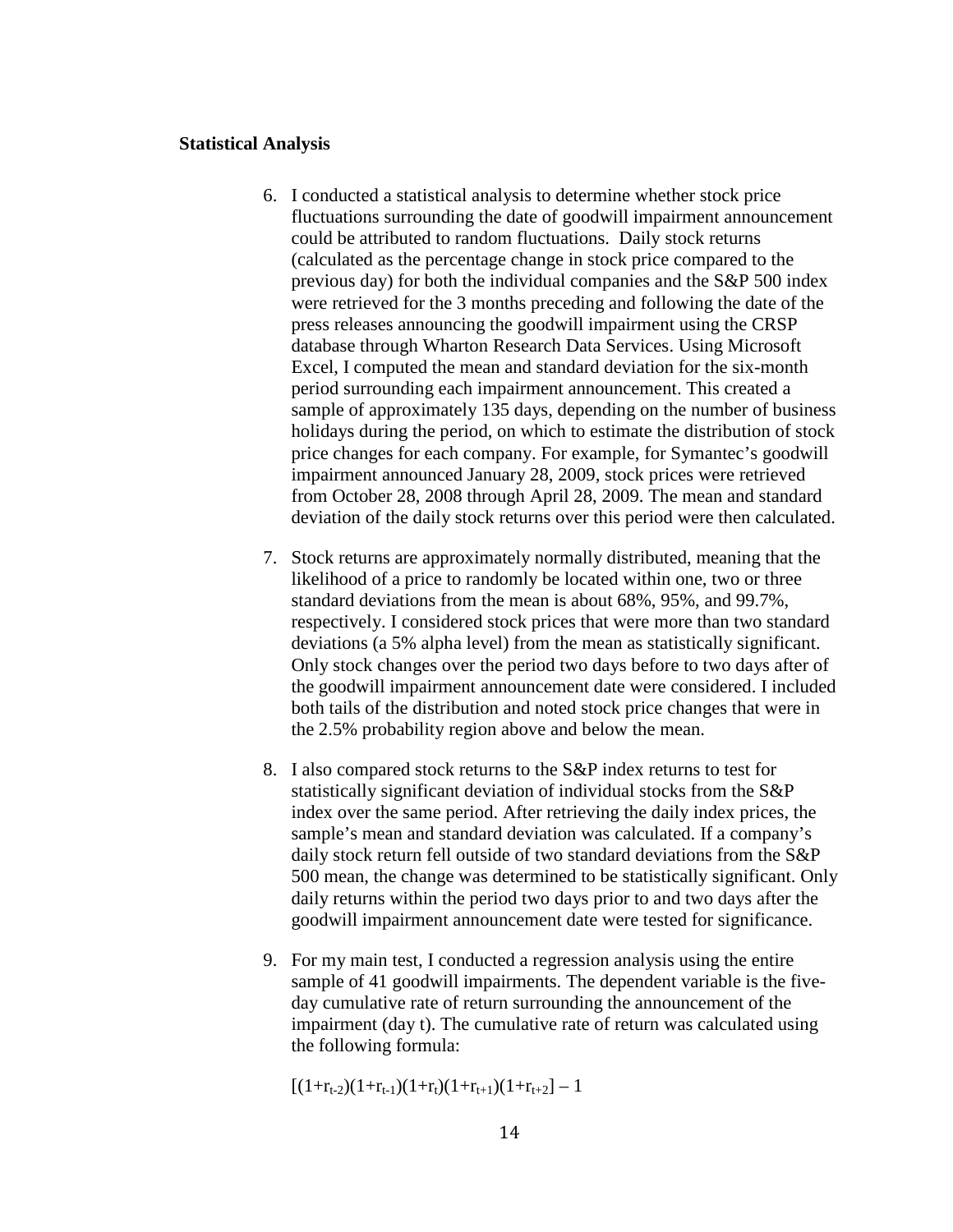**Statistical Analysis**

6. I conducted a statistical analysis to determine whether stock price fluctuations surrounding the date of goodwill impairment announcement could be attributed to random fluctuations. Daily stock returns (calculated as the percentage change in stock price compared to the previous day) for both the individual companies and the S&P 500 index were retrieved for the 3 months preceding and following the date of the press releases announcing the goodwill impairment using the CRSP database through Wharton Research Data Services. Using Microsoft Excel, I computed the mean and standard deviation for the six-month period surrounding each impairment announcement. This created a sample of approximately 135 days, depending on the number of business holidays during the period, on which to estimate the distribution of stock price changes for each company. For example, for Symantec's goodwill impairment announced January 28, 2009, stock prices were retrieved from October 28, 2008 through April 28, 2009. The mean and standard deviation of the daily stock returns over this period were then calculated.

7. Stock returns are approximately normally distributed, meaning that the likelihood of a price to randomly be located within one, two or three standard deviations from the mean is about 68%, 95%, and 99.7%, respectively. I considered stock prices that were more than two standard deviations (a 5% alpha level) from the mean as statistically significant. Only stock changes over the period two days before to two days after of the goodwill impairment announcement date were considered. I included both tails of the distribution and noted stock price changes that were in the 2.5% probability region above and below the mean.

8. I also compared stock returns to the S&P index returns to test for statistically significant deviation of individual stocks from the S&P index over the same period. After retrieving the daily index prices, the sample's mean and standard deviation was calculated. If a company's daily stock return fell outside of two standard deviations from the S&P 500 mean, the change was determined to be statistically significant. Only daily returns within the period two days prior to and two days after the goodwill impairment announcement date were tested for significance.

9. For my main test, I conducted a regression analysis using the entire sample of 41 goodwill impairments. The dependent variable is the five-day cumulative rate of return surrounding the announcement of the impairment (day t). The cumulative rate of return was calculated using the following formula:

   $$[(1+r_{t-2})(1+r_{t-1})(1+r_t)(1+r_{t+1})(1+r_{t+2})] - 1$$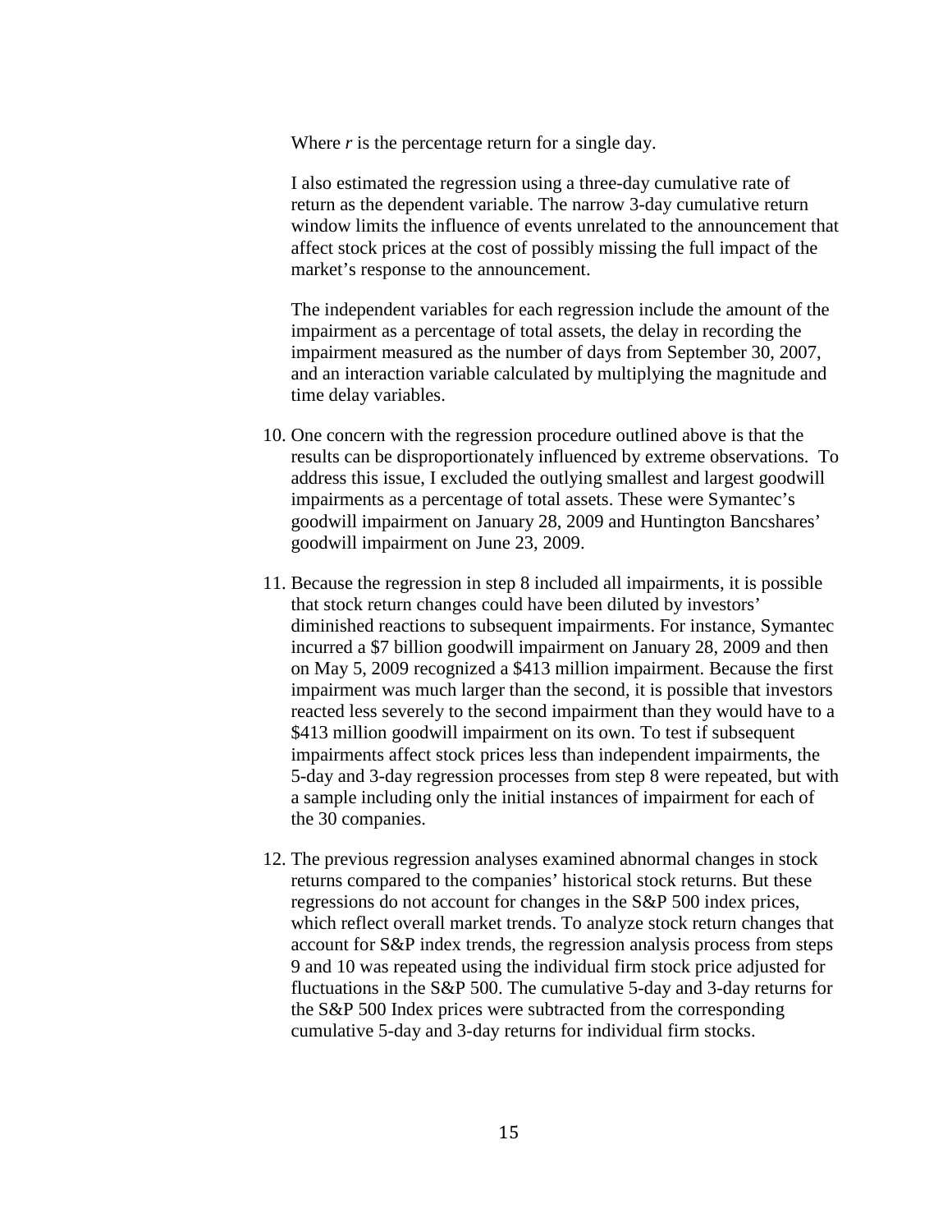Where $r$ is the percentage return for a single day.

I also estimated the regression using a three-day cumulative rate of return as the dependent variable. The narrow 3-day cumulative return window limits the influence of events unrelated to the announcement that affect stock prices at the cost of possibly missing the full impact of the market's response to the announcement.

The independent variables for each regression include the amount of the impairment as a percentage of total assets, the delay in recording the impairment measured as the number of days from September 30, 2007, and an interaction variable calculated by multiplying the magnitude and time delay variables.

10. One concern with the regression procedure outlined above is that the results can be disproportionately influenced by extreme observations. To address this issue, I excluded the outlying smallest and largest goodwill impairments as a percentage of total assets. These were Symantec's goodwill impairment on January 28, 2009 and Huntington Bancshares' goodwill impairment on June 23, 2009.

11. Because the regression in step 8 included all impairments, it is possible that stock return changes could have been diluted by investors' diminished reactions to subsequent impairments. For instance, Symantec incurred a $7 billion goodwill impairment on January 28, 2009 and then on May 5, 2009 recognized a $413 million impairment. Because the first impairment was much larger than the second, it is possible that investors reacted less severely to the second impairment than they would have to a $413 million goodwill impairment on its own. To test if subsequent impairments affect stock prices less than independent impairments, the 5-day and 3-day regression processes from step 8 were repeated, but with a sample including only the initial instances of impairment for each of the 30 companies.

12. The previous regression analyses examined abnormal changes in stock returns compared to the companies' historical stock returns. But these regressions do not account for changes in the S&P 500 index prices, which reflect overall market trends. To analyze stock return changes that account for S&P index trends, the regression analysis process from steps 9 and 10 was repeated using the individual firm stock price adjusted for fluctuations in the S&P 500. The cumulative 5-day and 3-day returns for the S&P 500 Index prices were subtracted from the corresponding cumulative 5-day and 3-day returns for individual firm stocks.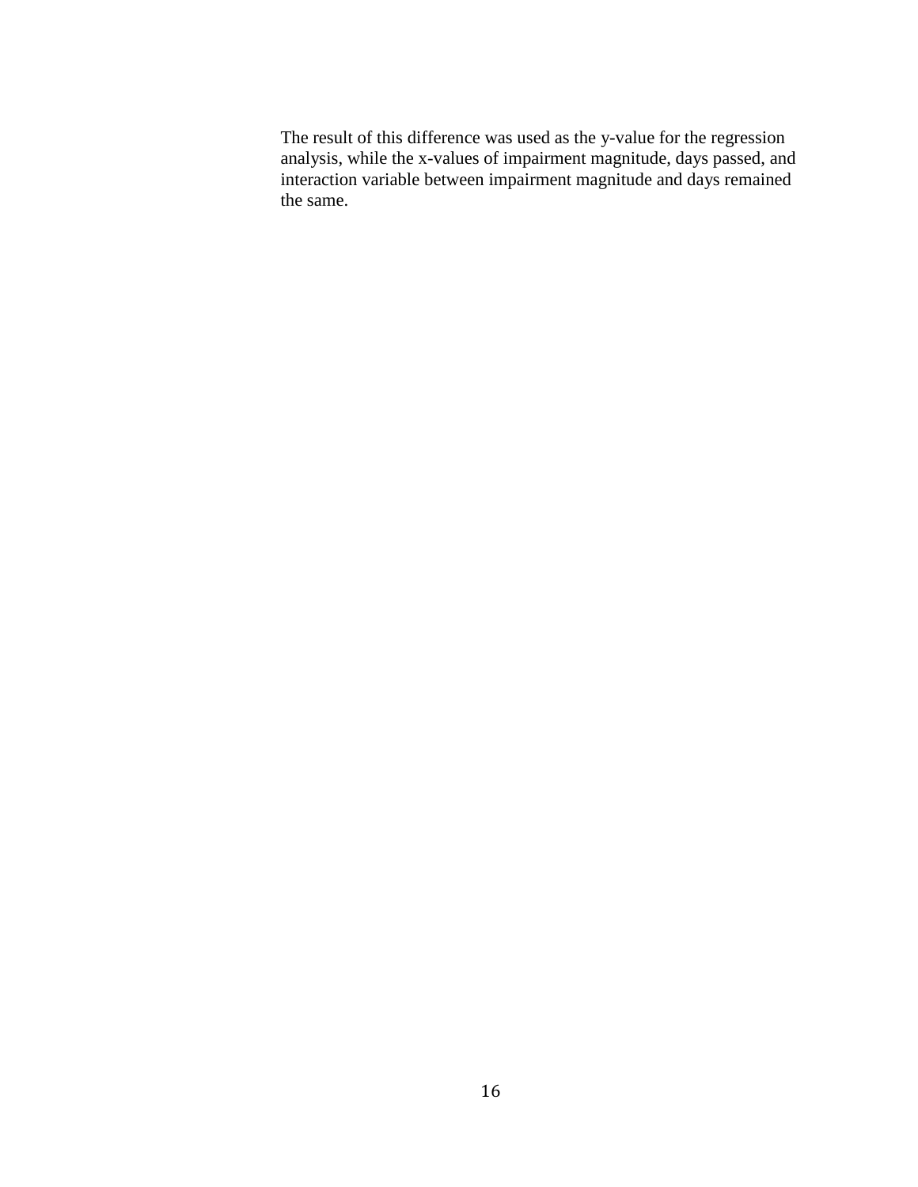The result of this difference was used as the y-value for the regression analysis, while the x-values of impairment magnitude, days passed, and interaction variable between impairment magnitude and days remained the same.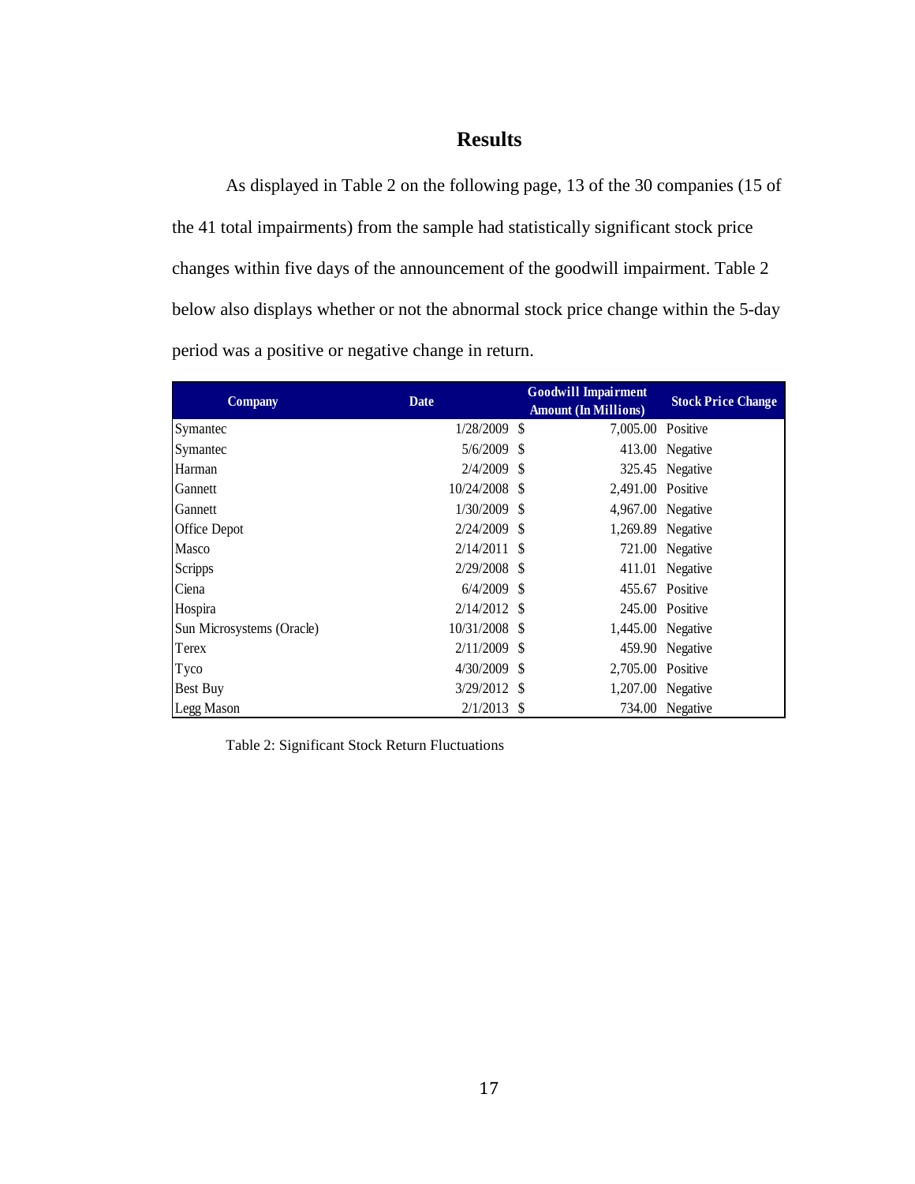## Results

As displayed in Table 2 on the following page, 13 of the 30 companies (15 of the 41 total impairments) from the sample had statistically significant stock price changes within five days of the announcement of the goodwill impairment. Table 2 below also displays whether or not the abnormal stock price change within the 5-day period was a positive or negative change in return.

| Company | Date | Goodwill Impairment Amount (In Millions) | Stock Price Change |
|---|---|---|---|
| Symantec | 1/28/2009 | $ 7,005.00 | Positive |
| Symantec | 5/6/2009 | $ 413.00 | Negative |
| Harman | 2/4/2009 | $ 325.45 | Negative |
| Gannett | 10/24/2008 | $ 2,491.00 | Positive |
| Gannett | 1/30/2009 | $ 4,967.00 | Negative |
| Office Depot | 2/24/2009 | $ 1,269.89 | Negative |
| Masco | 2/14/2011 | $ 721.00 | Negative |
| Scripps | 2/29/2008 | $ 411.01 | Negative |
| Ciena | 6/4/2009 | $ 455.67 | Positive |
| Hospira | 2/14/2012 | $ 245.00 | Positive |
| Sun Microsystems (Oracle) | 10/31/2008 | $ 1,445.00 | Negative |
| Terex | 2/11/2009 | $ 459.90 | Negative |
| Tyco | 4/30/2009 | $ 2,705.00 | Positive |
| Best Buy | 3/29/2012 | $ 1,207.00 | Negative |
| Legg Mason | 2/1/2013 | $ 734.00 | Negative |

Table 2: Significant Stock Return Fluctuations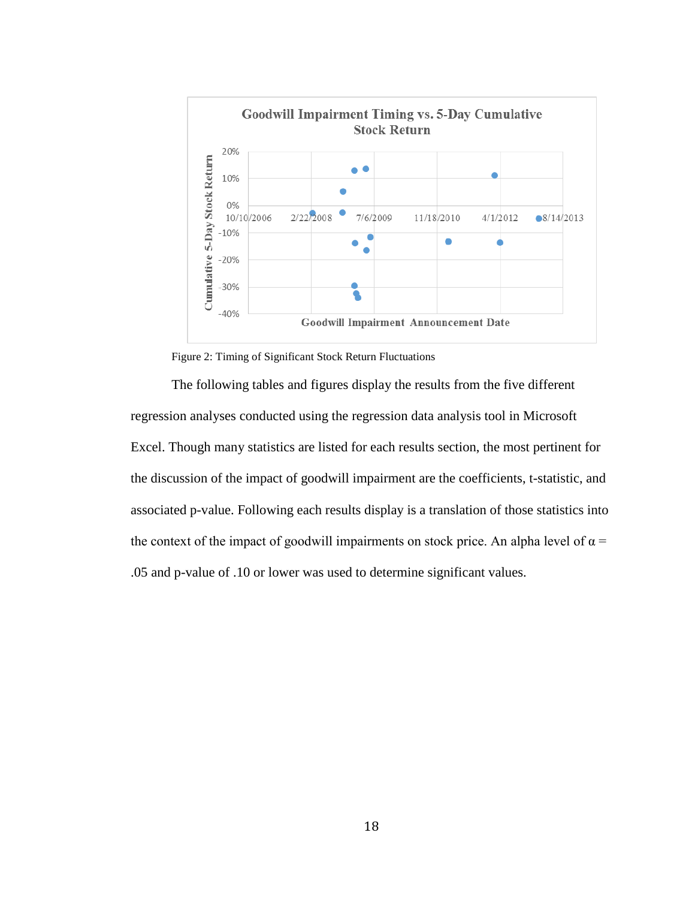Figure 2: Timing of Significant Stock Return Fluctuations

The following tables and figures display the results from the five different regression analyses conducted using the regression data analysis tool in Microsoft Excel. Though many statistics are listed for each results section, the most pertinent for the discussion of the impact of goodwill impairment are the coefficients, t-statistic, and associated p-value. Following each results display is a translation of those statistics into the context of the impact of goodwill impairments on stock price. An alpha level of $\alpha = .05$ and p-value of .10 or lower was used to determine significant values.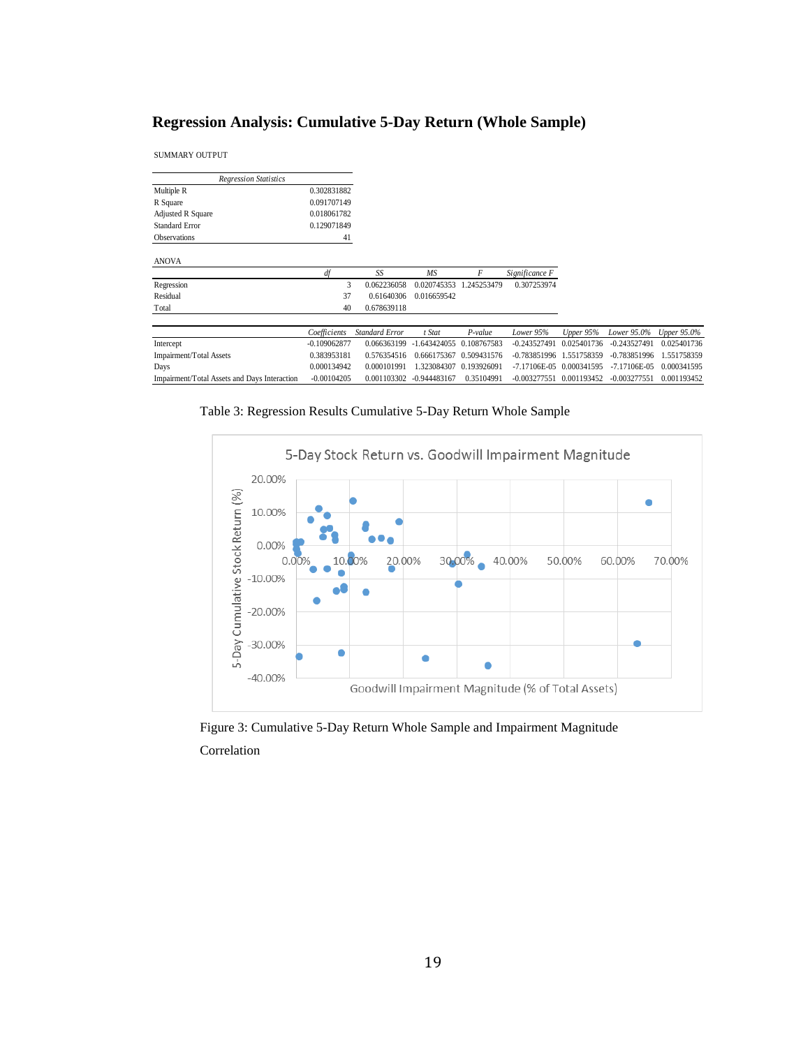## Regression Analysis: Cumulative 5-Day Return (Whole Sample)

SUMMARY OUTPUT

| *Regression Statistics* | |
|---|---|
| Multiple R | 0.302831882 |
| R Square | 0.091707149 |
| Adjusted R Square | 0.018061782 |
| Standard Error | 0.129071849 |
| Observations | 41 |

ANOVA

| | *df* | *SS* | *MS* | *F* | *Significance F* |
|---|---|---|---|---|---|
| Regression | 3 | 0.062236058 | 0.020745353 | 1.245253479 | 0.307253974 |
| Residual | 37 | 0.61640306 | 0.016659542 | | |
| Total | 40 | 0.678639118 | | | |

| | *Coefficients* | *Standard Error* | *t Stat* | *P-value* | *Lower 95%* | *Upper 95%* | *Lower 95.0%* | *Upper 95.0%* |
|---|---|---|---|---|---|---|---|---|
| Intercept | -0.109062877 | 0.066363199 | -1.643424055 | 0.108767583 | -0.243527491 | 0.025401736 | -0.243527491 | 0.025401736 |
| Impairment/Total Assets | 0.383953181 | 0.576354516 | 0.666175367 | 0.509431576 | -0.783851996 | 1.551758359 | -0.783851996 | 1.551758359 |
| Days | 0.000134942 | 0.000101991 | 1.323084307 | 0.193926091 | -7.17106E-05 | 0.000341595 | -7.17106E-05 | 0.000341595 |
| Impairment/Total Assets and Days Interaction | -0.00104205 | 0.001103302 | -0.944483167 | 0.35104991 | -0.003277551 | 0.001193452 | -0.003277551 | 0.001193452 |

Table 3: Regression Results Cumulative 5-Day Return Whole Sample

Figure 3: Cumulative 5-Day Return Whole Sample and Impairment Magnitude Correlation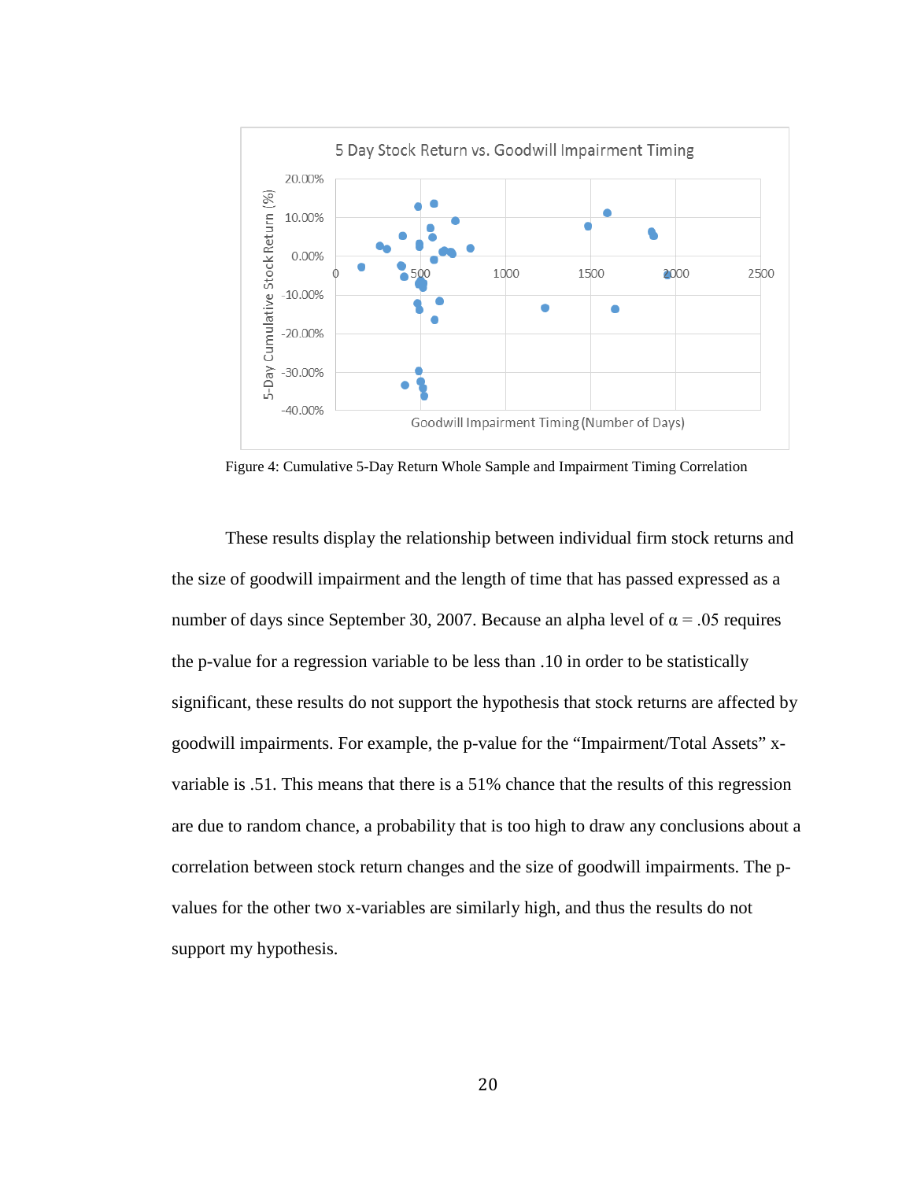Figure 4: Cumulative 5-Day Return Whole Sample and Impairment Timing Correlation

These results display the relationship between individual firm stock returns and the size of goodwill impairment and the length of time that has passed expressed as a number of days since September 30, 2007. Because an alpha level of α = .05 requires the p-value for a regression variable to be less than .10 in order to be statistically significant, these results do not support the hypothesis that stock returns are affected by goodwill impairments. For example, the p-value for the "Impairment/Total Assets" x-variable is .51. This means that there is a 51% chance that the results of this regression are due to random chance, a probability that is too high to draw any conclusions about a correlation between stock return changes and the size of goodwill impairments. The p-values for the other two x-variables are similarly high, and thus the results do not support my hypothesis.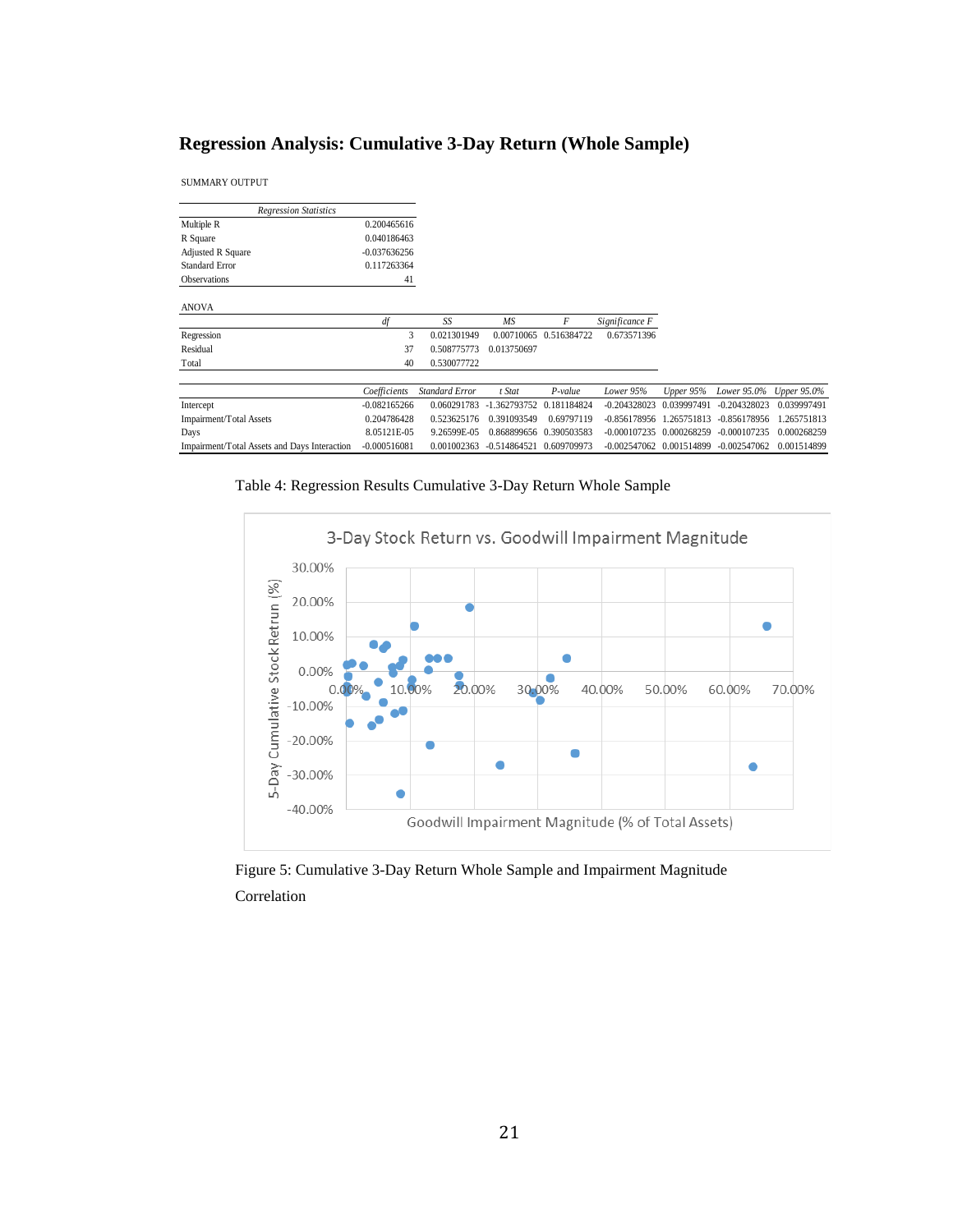## Regression Analysis: Cumulative 3-Day Return (Whole Sample)

SUMMARY OUTPUT

| *Regression Statistics* | |
|---|---|
| Multiple R | 0.200465616 |
| R Square | 0.040186463 |
| Adjusted R Square | -0.037636256 |
| Standard Error | 0.117263364 |
| Observations | 41 |

ANOVA

| | *df* | *SS* | *MS* | *F* | *Significance F* |
|---|---|---|---|---|---|
| Regression | 3 | 0.021301949 | 0.00710065 | 0.516384722 | 0.673571396 |
| Residual | 37 | 0.508775773 | 0.013750697 | | |
| Total | 40 | 0.530077722 | | | |

| | *Coefficients* | *Standard Error* | *t Stat* | *P-value* | *Lower 95%* | *Upper 95%* | *Lower 95.0%* | *Upper 95.0%* |
|---|---|---|---|---|---|---|---|---|
| Intercept | -0.082165266 | 0.060291783 | -1.362793752 | 0.181184824 | -0.204328023 | 0.039997491 | -0.204328023 | 0.039997491 |
| Impairment/Total Assets | 0.204786428 | 0.523625176 | 0.391093549 | 0.69797119 | -0.856178956 | 1.265751813 | -0.856178956 | 1.265751813 |
| Days | 8.05121E-05 | 9.26599E-05 | 0.868899656 | 0.390503583 | -0.000107235 | 0.000268259 | -0.000107235 | 0.000268259 |
| Impairment/Total Assets and Days Interaction | -0.000516081 | 0.001002363 | -0.514864521 | 0.609709973 | -0.002547062 | 0.001514899 | -0.002547062 | 0.001514899 |

Table 4: Regression Results Cumulative 3-Day Return Whole Sample

Figure 5: Cumulative 3-Day Return Whole Sample and Impairment Magnitude Correlation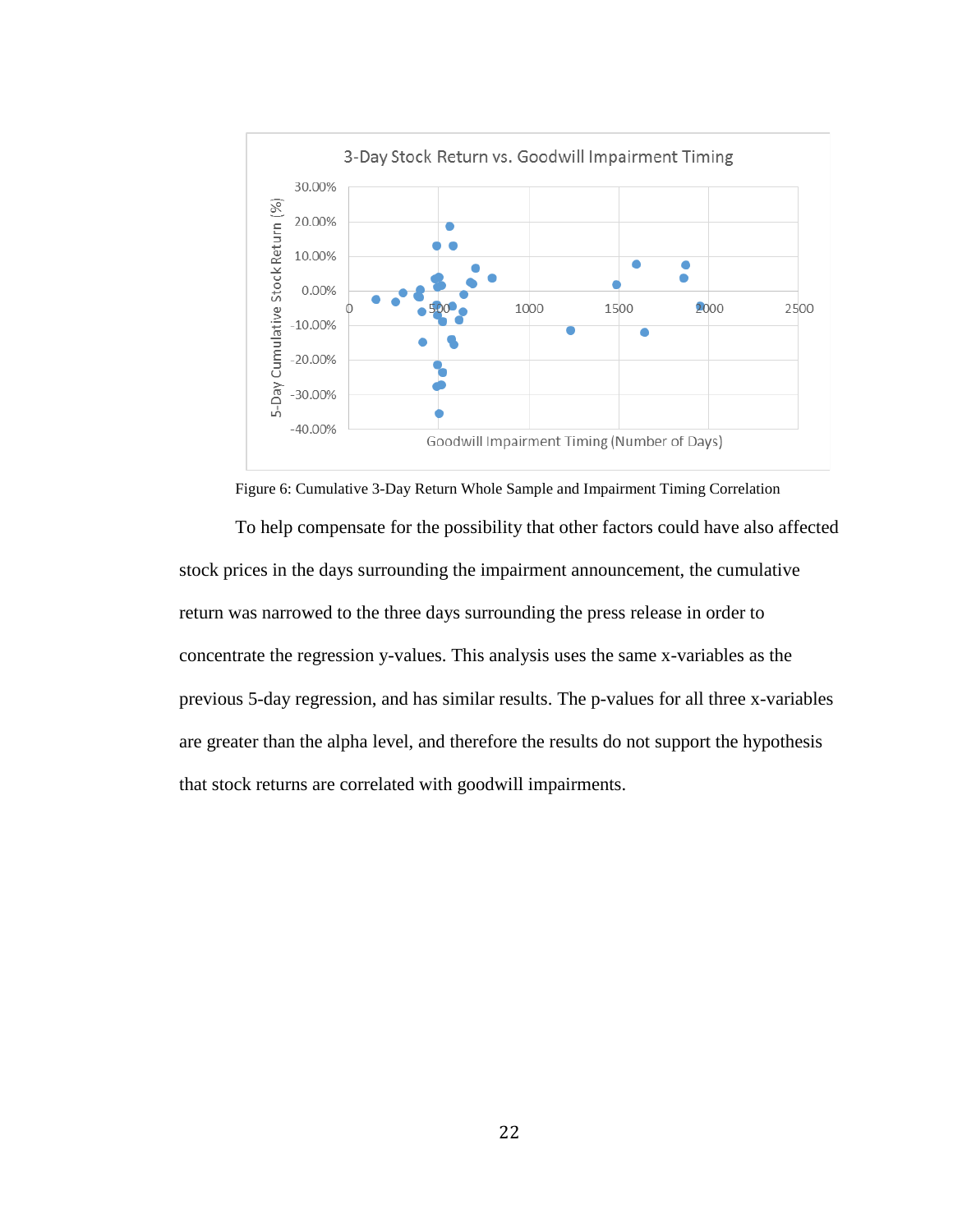Figure 6: Cumulative 3-Day Return Whole Sample and Impairment Timing Correlation

To help compensate for the possibility that other factors could have also affected stock prices in the days surrounding the impairment announcement, the cumulative return was narrowed to the three days surrounding the press release in order to concentrate the regression y-values. This analysis uses the same x-variables as the previous 5-day regression, and has similar results. The p-values for all three x-variables are greater than the alpha level, and therefore the results do not support the hypothesis that stock returns are correlated with goodwill impairments.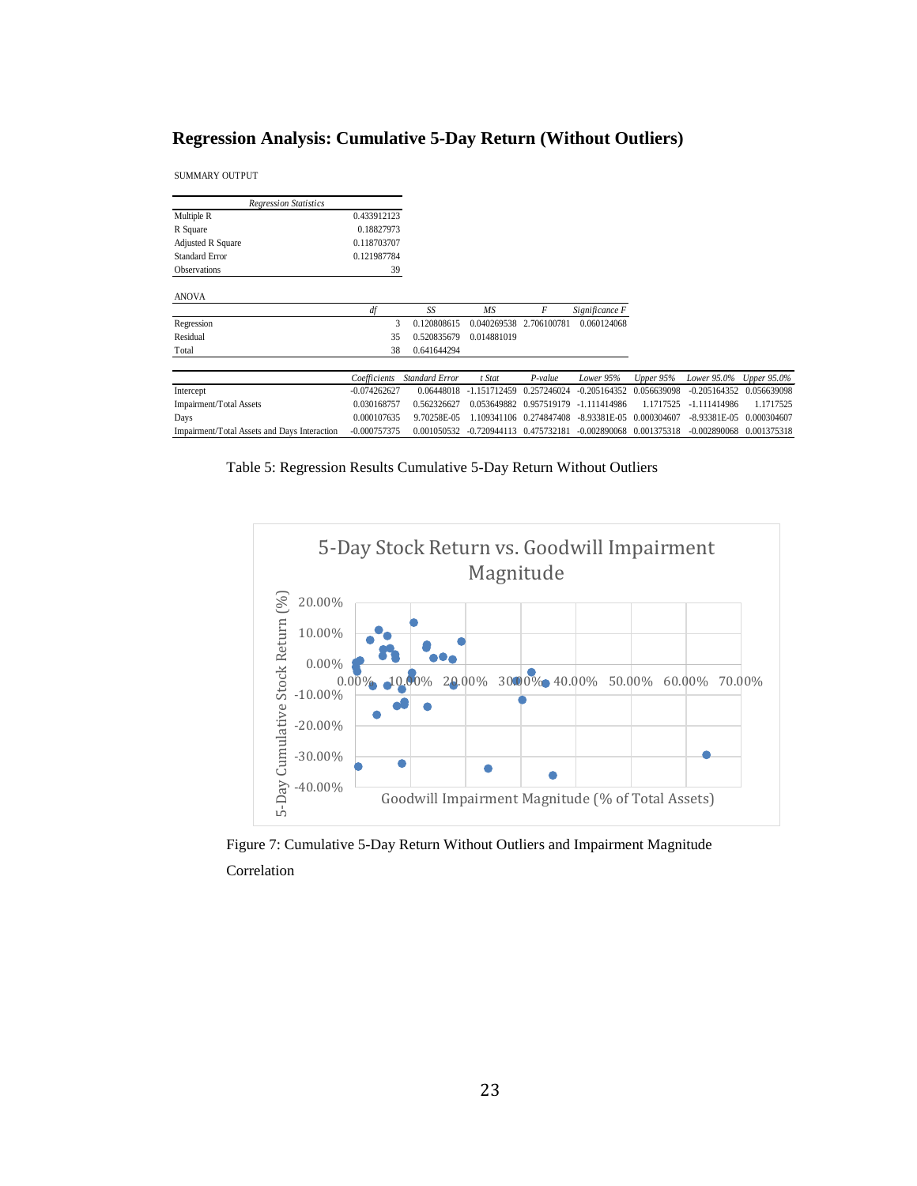## Regression Analysis: Cumulative 5-Day Return (Without Outliers)

SUMMARY OUTPUT

| *Regression Statistics* | |
|---|---|
| Multiple R | 0.433912123 |
| R Square | 0.18827973 |
| Adjusted R Square | 0.118703707 |
| Standard Error | 0.121987784 |
| Observations | 39 |

ANOVA

| | *df* | *SS* | *MS* | *F* | *Significance F* |
|---|---|---|---|---|---|
| Regression | 3 | 0.120808615 | 0.040269538 | 2.706100781 | 0.060124068 |
| Residual | 35 | 0.520835679 | 0.014881019 | | |
| Total | 38 | 0.641644294 | | | |

| | *Coefficients* | *Standard Error* | *t Stat* | *P-value* | *Lower 95%* | *Upper 95%* | *Lower 95.0%* | *Upper 95.0%* |
|---|---|---|---|---|---|---|---|---|
| Intercept | -0.074262627 | 0.06448018 | -1.151712459 | 0.257246024 | -0.205164352 | 0.056639098 | -0.205164352 | 0.056639098 |
| Impairment/Total Assets | 0.030168757 | 0.562326627 | 0.053649882 | 0.957519179 | -1.111414986 | 1.1717525 | -1.111414986 | 1.1717525 |
| Days | 0.000107635 | 9.70258E-05 | 1.109341106 | 0.274847408 | -8.93381E-05 | 0.000304607 | -8.93381E-05 | 0.000304607 |
| Impairment/Total Assets and Days Interaction | -0.000757375 | 0.001050532 | -0.720944113 | 0.475732181 | -0.002890068 | 0.001375318 | -0.002890068 | 0.001375318 |

Table 5: Regression Results Cumulative 5-Day Return Without Outliers

Figure 7: Cumulative 5-Day Return Without Outliers and Impairment Magnitude Correlation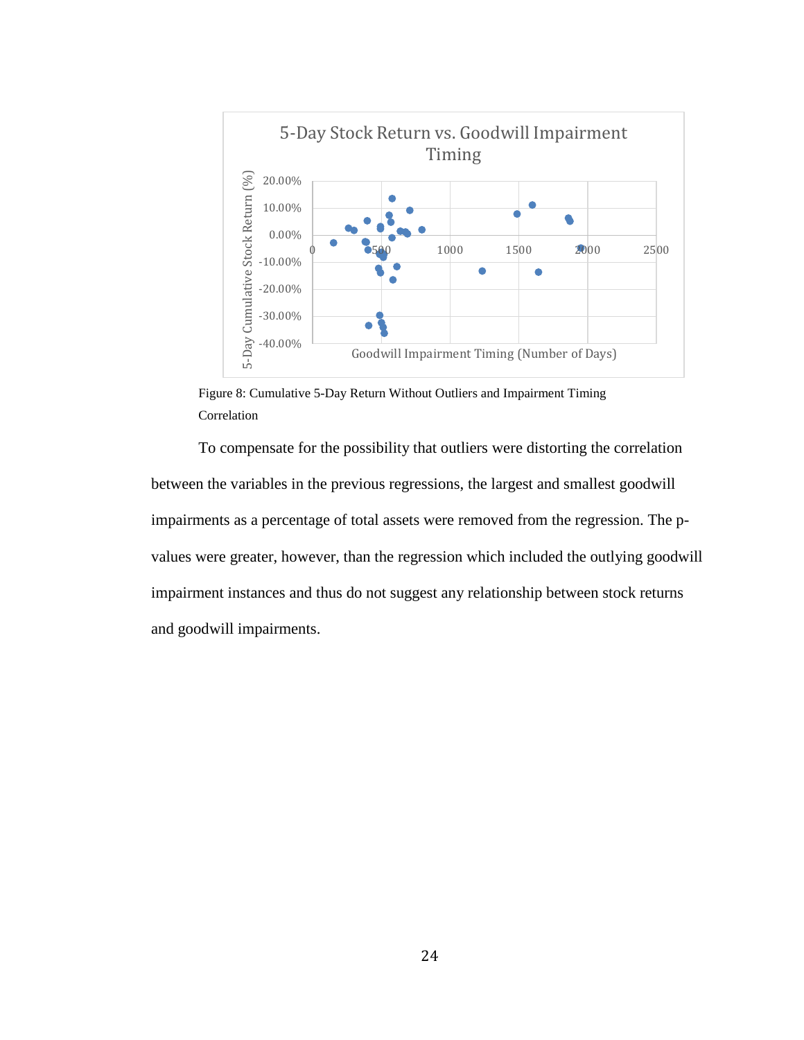Figure 8: Cumulative 5-Day Return Without Outliers and Impairment Timing Correlation

To compensate for the possibility that outliers were distorting the correlation between the variables in the previous regressions, the largest and smallest goodwill impairments as a percentage of total assets were removed from the regression. The p-values were greater, however, than the regression which included the outlying goodwill impairment instances and thus do not suggest any relationship between stock returns and goodwill impairments.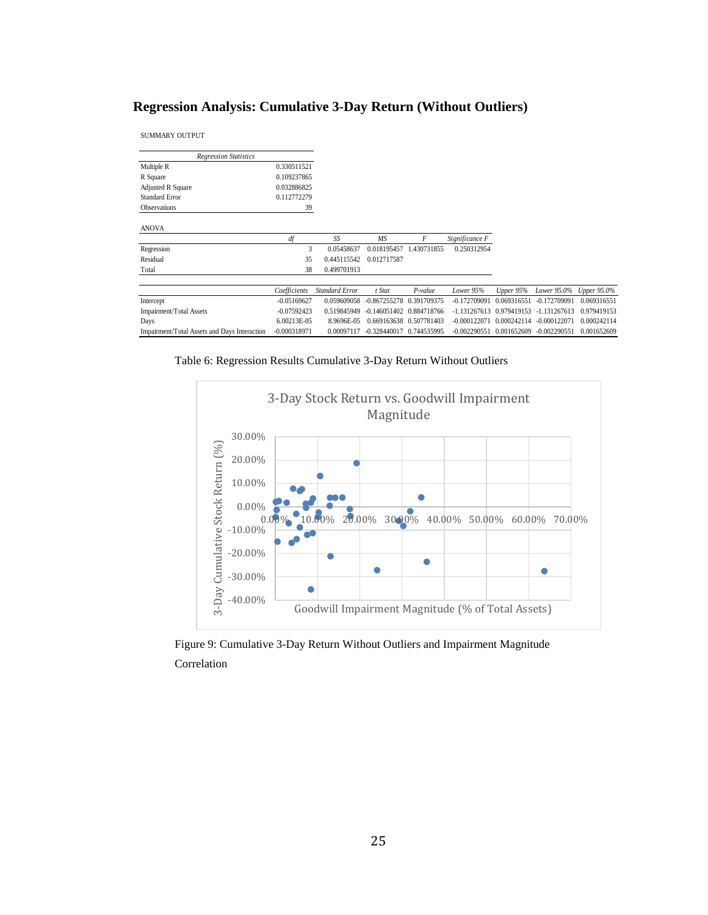## Regression Analysis: Cumulative 3-Day Return (Without Outliers)

SUMMARY OUTPUT

| *Regression Statistics* | |
|---|---|
| Multiple R | 0.330511521 |
| R Square | 0.109237865 |
| Adjusted R Square | 0.032886825 |
| Standard Error | 0.112772279 |
| Observations | 39 |

ANOVA

| | *df* | *SS* | *MS* | *F* | *Significance F* |
|---|---|---|---|---|---|
| Regression | 3 | 0.05458637 | 0.018195457 | 1.430731855 | 0.250312954 |
| Residual | 35 | 0.445115542 | 0.012717587 | | |
| Total | 38 | 0.499701913 | | | |

| | *Coefficients* | *Standard Error* | *t Stat* | *P-value* | *Lower 95%* | *Upper 95%* | *Lower 95.0%* | *Upper 95.0%* |
|---|---|---|---|---|---|---|---|---|
| Intercept | -0.05169627 | 0.059609058 | -0.867255278 | 0.391709375 | -0.172709091 | 0.069316551 | -0.172709091 | 0.069316551 |
| Impairment/Total Assets | -0.07592423 | 0.519845949 | -0.146051402 | 0.884718766 | -1.131267613 | 0.979419153 | -1.131267613 | 0.979419153 |
| Days | 6.00213E-05 | 8.9696E-05 | 0.669163638 | 0.507781403 | -0.000122071 | 0.000242114 | -0.000122071 | 0.000242114 |
| Impairment/Total Assets and Days Interaction | -0.000318971 | 0.00097117 | -0.328440017 | 0.744535995 | -0.002290551 | 0.001652609 | -0.002290551 | 0.001652609 |

Table 6: Regression Results Cumulative 3-Day Return Without Outliers

Figure 9: Cumulative 3-Day Return Without Outliers and Impairment Magnitude Correlation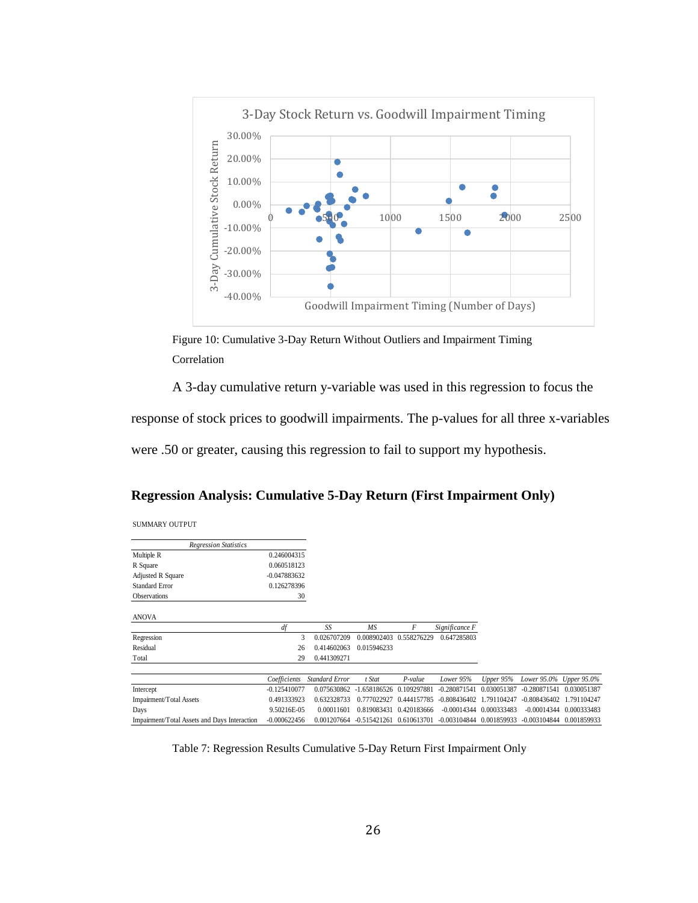Figure 10: Cumulative 3-Day Return Without Outliers and Impairment Timing Correlation

A 3-day cumulative return y-variable was used in this regression to focus the response of stock prices to goodwill impairments. The p-values for all three x-variables were .50 or greater, causing this regression to fail to support my hypothesis.

## Regression Analysis: Cumulative 5-Day Return (First Impairment Only)

SUMMARY OUTPUT

| *Regression Statistics* | |
|---|---|
| Multiple R | 0.246004315 |
| R Square | 0.060518123 |
| Adjusted R Square | -0.047883632 |
| Standard Error | 0.126278396 |
| Observations | 30 |

ANOVA

| | *df* | *SS* | *MS* | *F* | *Significance F* |
|---|---|---|---|---|---|
| Regression | 3 | 0.026707209 | 0.008902403 | 0.558276229 | 0.647285803 |
| Residual | 26 | 0.414602063 | 0.015946233 | | |
| Total | 29 | 0.441309271 | | | |

| | *Coefficients* | *Standard Error* | *t Stat* | *P-value* | *Lower 95%* | *Upper 95%* | *Lower 95.0%* | *Upper 95.0%* |
|---|---|---|---|---|---|---|---|---|
| Intercept | -0.125410077 | 0.075630862 | -1.658186526 | 0.109297881 | -0.280871541 | 0.030051387 | -0.280871541 | 0.030051387 |
| Impairment/Total Assets | 0.491333923 | 0.632328733 | 0.777022927 | 0.444157785 | -0.808436402 | 1.791104247 | -0.808436402 | 1.791104247 |
| Days | 9.50216E-05 | 0.00011601 | 0.819083431 | 0.420183666 | -0.00014344 | 0.000333483 | -0.00014344 | 0.000333483 |
| Impairment/Total Assets and Days Interaction | -0.000622456 | 0.001207664 | -0.515421261 | 0.610613701 | -0.003104844 | 0.001859933 | -0.003104844 | 0.001859933 |

Table 7: Regression Results Cumulative 5-Day Return First Impairment Only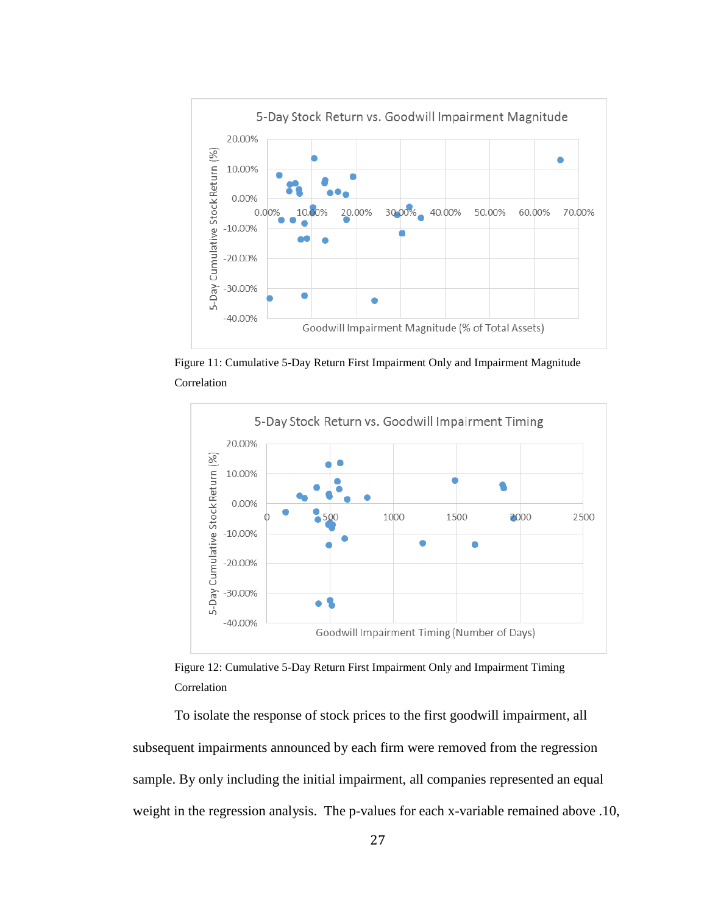Figure 11: Cumulative 5-Day Return First Impairment Only and Impairment Magnitude Correlation

Figure 12: Cumulative 5-Day Return First Impairment Only and Impairment Timing Correlation

To isolate the response of stock prices to the first goodwill impairment, all subsequent impairments announced by each firm were removed from the regression sample. By only including the initial impairment, all companies represented an equal weight in the regression analysis. The p-values for each x-variable remained above .10,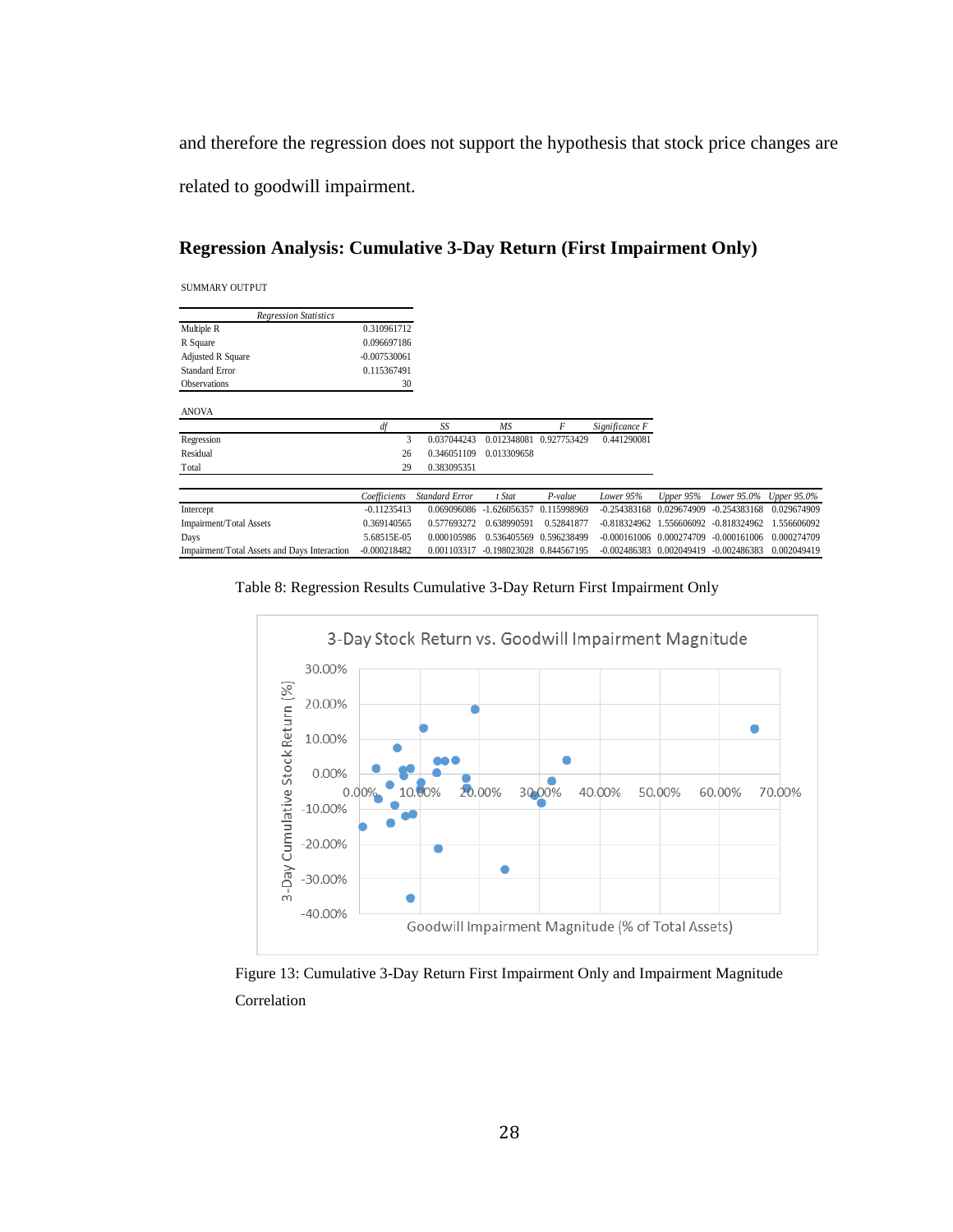and therefore the regression does not support the hypothesis that stock price changes are related to goodwill impairment.

## Regression Analysis: Cumulative 3-Day Return (First Impairment Only)

SUMMARY OUTPUT

| *Regression Statistics* | |
|---|---|
| Multiple R | 0.310961712 |
| R Square | 0.096697186 |
| Adjusted R Square | -0.007530061 |
| Standard Error | 0.115367491 |
| Observations | 30 |

ANOVA

| | *df* | *SS* | *MS* | *F* | *Significance F* |
|---|---|---|---|---|---|
| Regression | 3 | 0.037044243 | 0.012348081 | 0.927753429 | 0.441290081 |
| Residual | 26 | 0.346051109 | 0.013309658 | | |
| Total | 29 | 0.383095351 | | | |

| | *Coefficients* | *Standard Error* | *t Stat* | *P-value* | *Lower 95%* | *Upper 95%* | *Lower 95.0%* | *Upper 95.0%* |
|---|---|---|---|---|---|---|---|---|
| Intercept | -0.11235413 | 0.069096086 | -1.626056357 | 0.115998969 | -0.254383168 | 0.029674909 | -0.254383168 | 0.029674909 |
| Impairment/Total Assets | 0.369140565 | 0.577693272 | 0.638990591 | 0.52841877 | -0.818324962 | 1.556606092 | -0.818324962 | 1.556606092 |
| Days | 5.68515E-05 | 0.000105986 | 0.536405569 | 0.596238499 | -0.000161006 | 0.000274709 | -0.000161006 | 0.000274709 |
| Impairment/Total Assets and Days Interaction | -0.000218482 | 0.001103317 | -0.198023028 | 0.844567195 | -0.002486383 | 0.002049419 | -0.002486383 | 0.002049419 |

Table 8: Regression Results Cumulative 3-Day Return First Impairment Only

Figure 13: Cumulative 3-Day Return First Impairment Only and Impairment Magnitude Correlation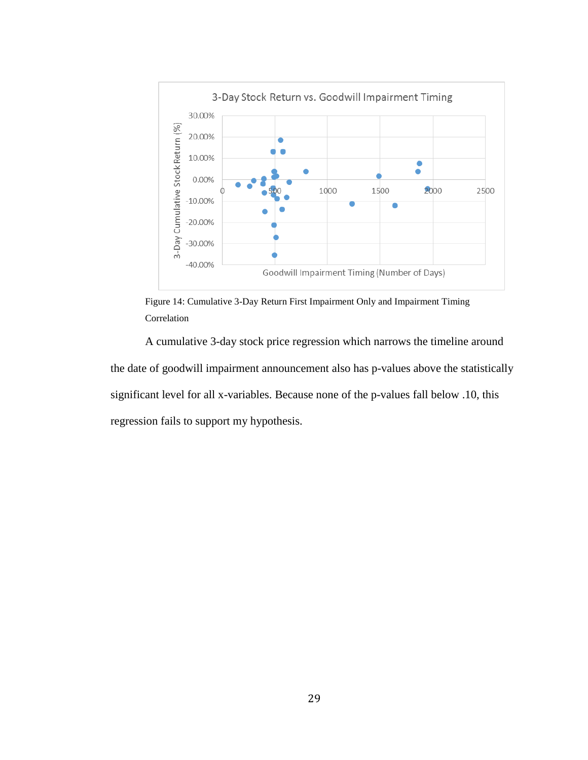Figure 14: Cumulative 3-Day Return First Impairment Only and Impairment Timing Correlation

A cumulative 3-day stock price regression which narrows the timeline around the date of goodwill impairment announcement also has p-values above the statistically significant level for all x-variables. Because none of the p-values fall below .10, this regression fails to support my hypothesis.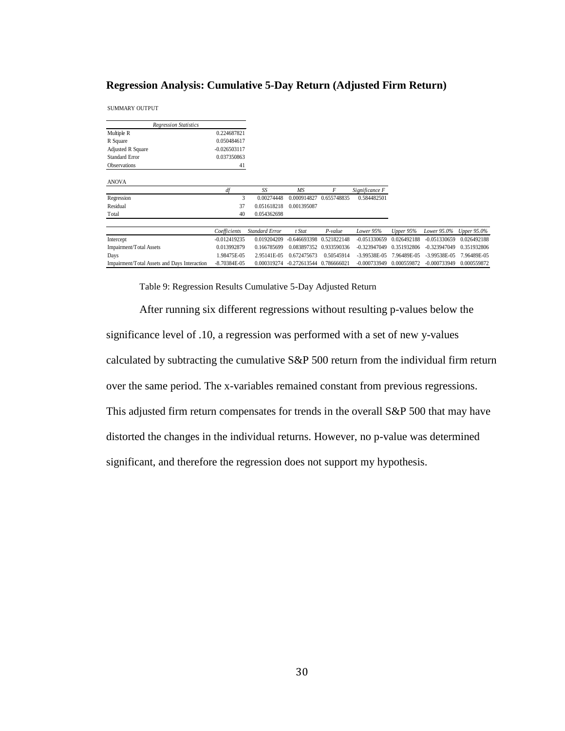## Regression Analysis: Cumulative 5-Day Return (Adjusted Firm Return)

SUMMARY OUTPUT

| *Regression Statistics* | |
|---|---|
| Multiple R | 0.224687821 |
| R Square | 0.050484617 |
| Adjusted R Square | -0.026503117 |
| Standard Error | 0.037350863 |
| Observations | 41 |

ANOVA

| | *df* | *SS* | *MS* | *F* | *Significance F* |
|---|---|---|---|---|---|
| Regression | 3 | 0.00274448 | 0.000914827 | 0.655748835 | 0.584482501 |
| Residual | 37 | 0.051618218 | 0.001395087 | | |
| Total | 40 | 0.054362698 | | | |

| | *Coefficients* | *Standard Error* | *t Stat* | *P-value* | *Lower 95%* | *Upper 95%* | *Lower 95.0%* | *Upper 95.0%* |
|---|---|---|---|---|---|---|---|---|
| Intercept | -0.012419235 | 0.019204209 | -0.646693398 | 0.521822148 | -0.051330659 | 0.026492188 | -0.051330659 | 0.026492188 |
| Impairment/Total Assets | 0.013992879 | 0.166785699 | 0.083897352 | 0.933590336 | -0.323947049 | 0.351932806 | -0.323947049 | 0.351932806 |
| Days | 1.98475E-05 | 2.95141E-05 | 0.672475673 | 0.50545914 | -3.99538E-05 | 7.96489E-05 | -3.99538E-05 | 7.96489E-05 |
| Impairment/Total Assets and Days Interaction | -8.70384E-05 | 0.000319274 | -0.272613544 | 0.786666021 | -0.000733949 | 0.000559872 | -0.000733949 | 0.000559872 |

Table 9: Regression Results Cumulative 5-Day Adjusted Return

After running six different regressions without resulting p-values below the significance level of .10, a regression was performed with a set of new y-values calculated by subtracting the cumulative S&P 500 return from the individual firm return over the same period. The x-variables remained constant from previous regressions. This adjusted firm return compensates for trends in the overall S&P 500 that may have distorted the changes in the individual returns. However, no p-value was determined significant, and therefore the regression does not support my hypothesis.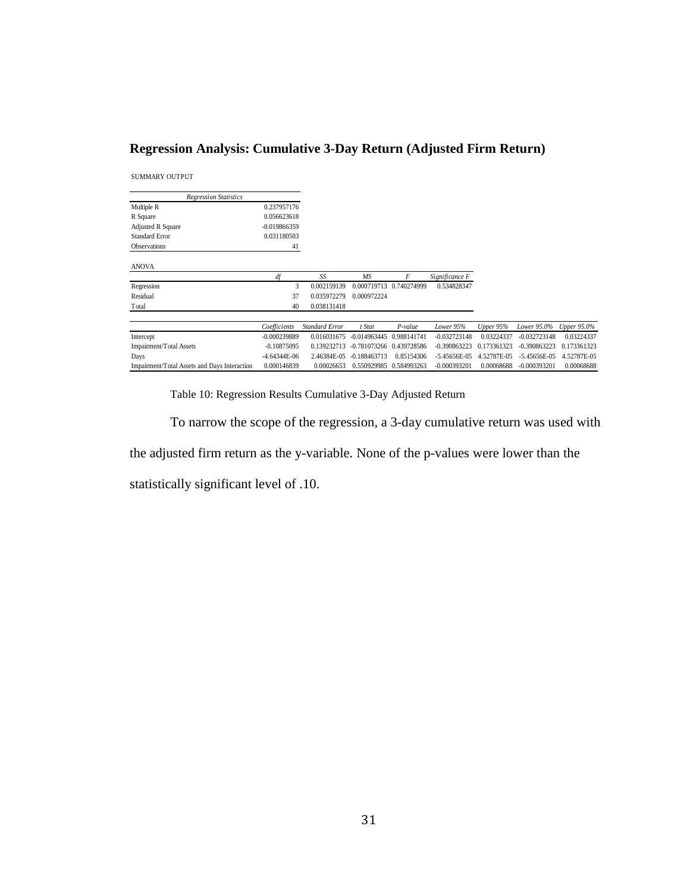## Regression Analysis: Cumulative 3-Day Return (Adjusted Firm Return)

SUMMARY OUTPUT

| *Regression Statistics* | |
|---|---|
| Multiple R | 0.237957176 |
| R Square | 0.056623618 |
| Adjusted R Square | -0.019866359 |
| Standard Error | 0.031180503 |
| Observations | 41 |

ANOVA

| | *df* | *SS* | *MS* | *F* | *Significance F* |
|---|---|---|---|---|---|
| Regression | 3 | 0.002159139 | 0.000719713 | 0.740274999 | 0.534828347 |
| Residual | 37 | 0.035972279 | 0.000972224 | | |
| Total | 40 | 0.038131418 | | | |

| | *Coefficients* | *Standard Error* | *t Stat* | *P-value* | *Lower 95%* | *Upper 95%* | *Lower 95.0%* | *Upper 95.0%* |
|---|---|---|---|---|---|---|---|---|
| Intercept | -0.000239889 | 0.016031675 | -0.014963445 | 0.988141741 | -0.032723148 | 0.03224337 | -0.032723148 | 0.03224337 |
| Impairment/Total Assets | -0.10875095 | 0.139232713 | -0.781073266 | 0.439728586 | -0.390863223 | 0.173361323 | -0.390863223 | 0.173361323 |
| Days | -4.64344E-06 | 2.46384E-05 | -0.188463713 | 0.85154306 | -5.45656E-05 | 4.52787E-05 | -5.45656E-05 | 4.52787E-05 |
| Impairment/Total Assets and Days Interaction | 0.000146839 | 0.00026653 | 0.550929985 | 0.584993263 | -0.000393201 | 0.00068688 | -0.000393201 | 0.00068688 |

Table 10: Regression Results Cumulative 3-Day Adjusted Return

To narrow the scope of the regression, a 3-day cumulative return was used with the adjusted firm return as the y-variable. None of the p-values were lower than the statistically significant level of .10.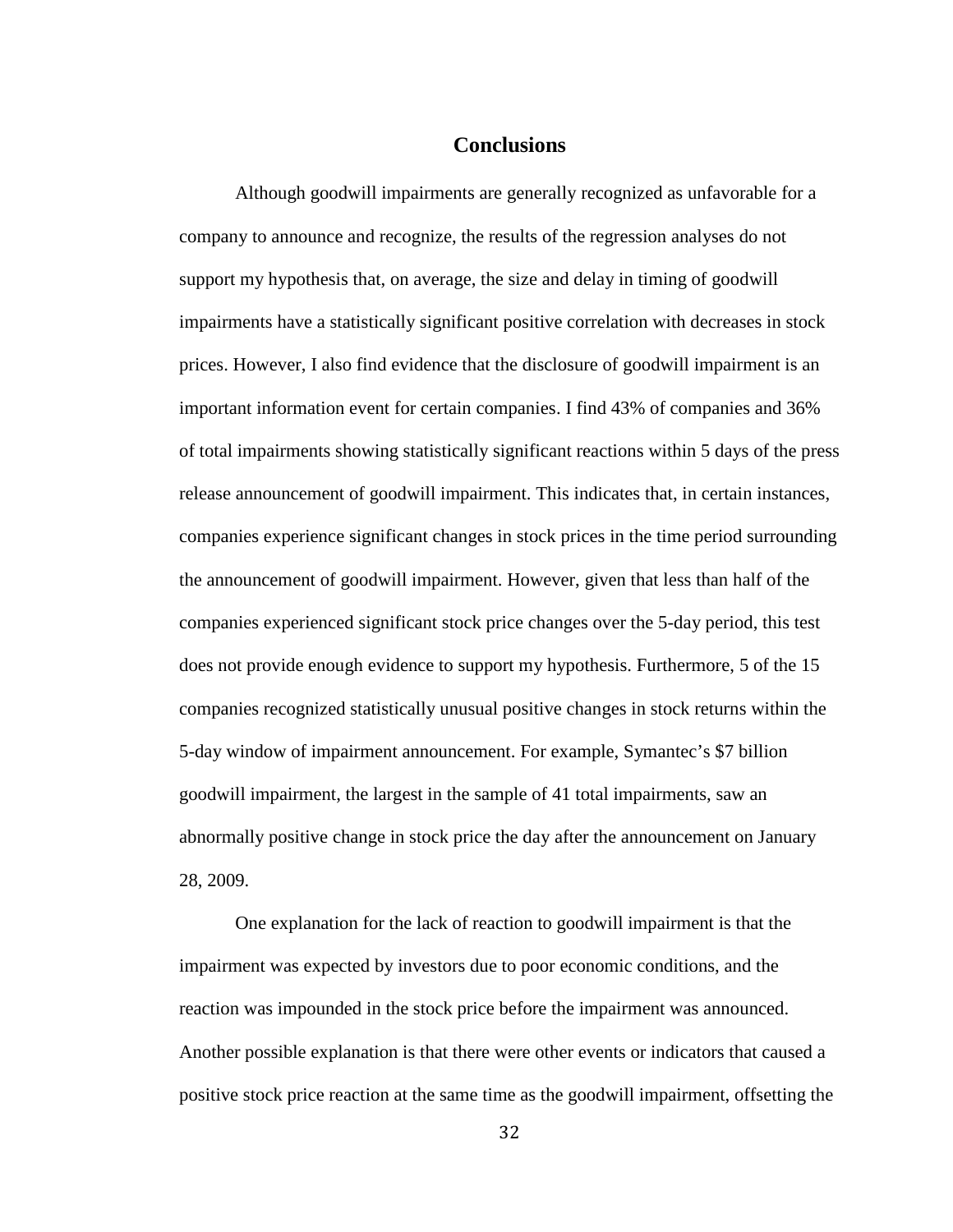## Conclusions

Although goodwill impairments are generally recognized as unfavorable for a company to announce and recognize, the results of the regression analyses do not support my hypothesis that, on average, the size and delay in timing of goodwill impairments have a statistically significant positive correlation with decreases in stock prices. However, I also find evidence that the disclosure of goodwill impairment is an important information event for certain companies. I find 43% of companies and 36% of total impairments showing statistically significant reactions within 5 days of the press release announcement of goodwill impairment. This indicates that, in certain instances, companies experience significant changes in stock prices in the time period surrounding the announcement of goodwill impairment. However, given that less than half of the companies experienced significant stock price changes over the 5-day period, this test does not provide enough evidence to support my hypothesis. Furthermore, 5 of the 15 companies recognized statistically unusual positive changes in stock returns within the 5-day window of impairment announcement. For example, Symantec's $7 billion goodwill impairment, the largest in the sample of 41 total impairments, saw an abnormally positive change in stock price the day after the announcement on January 28, 2009.

One explanation for the lack of reaction to goodwill impairment is that the impairment was expected by investors due to poor economic conditions, and the reaction was impounded in the stock price before the impairment was announced. Another possible explanation is that there were other events or indicators that caused a positive stock price reaction at the same time as the goodwill impairment, offsetting the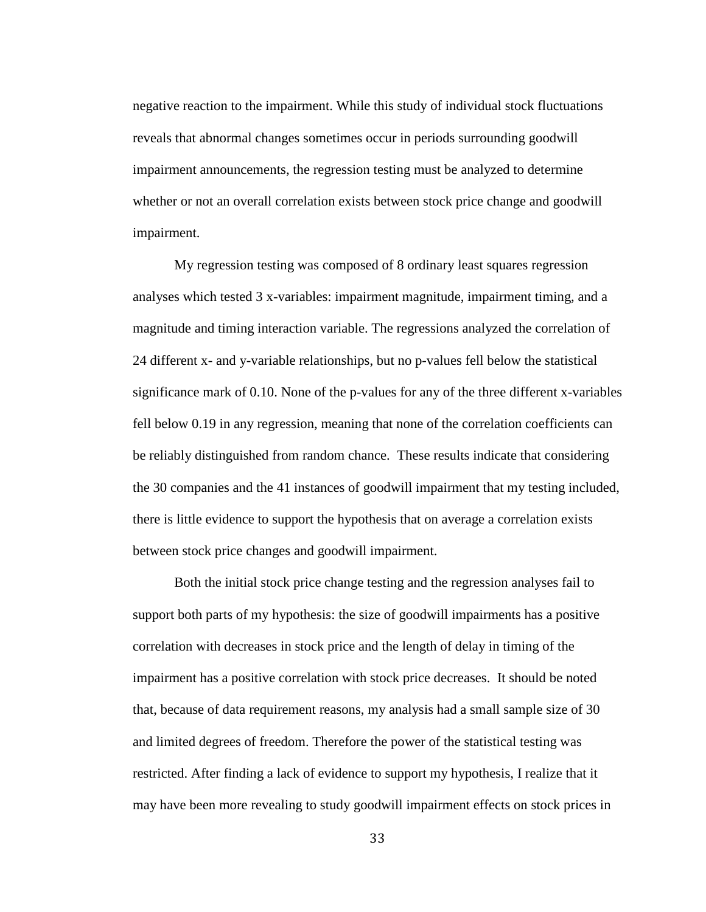negative reaction to the impairment. While this study of individual stock fluctuations reveals that abnormal changes sometimes occur in periods surrounding goodwill impairment announcements, the regression testing must be analyzed to determine whether or not an overall correlation exists between stock price change and goodwill impairment.

My regression testing was composed of 8 ordinary least squares regression analyses which tested 3 x-variables: impairment magnitude, impairment timing, and a magnitude and timing interaction variable. The regressions analyzed the correlation of 24 different x- and y-variable relationships, but no p-values fell below the statistical significance mark of 0.10. None of the p-values for any of the three different x-variables fell below 0.19 in any regression, meaning that none of the correlation coefficients can be reliably distinguished from random chance. These results indicate that considering the 30 companies and the 41 instances of goodwill impairment that my testing included, there is little evidence to support the hypothesis that on average a correlation exists between stock price changes and goodwill impairment.

Both the initial stock price change testing and the regression analyses fail to support both parts of my hypothesis: the size of goodwill impairments has a positive correlation with decreases in stock price and the length of delay in timing of the impairment has a positive correlation with stock price decreases. It should be noted that, because of data requirement reasons, my analysis had a small sample size of 30 and limited degrees of freedom. Therefore the power of the statistical testing was restricted. After finding a lack of evidence to support my hypothesis, I realize that it may have been more revealing to study goodwill impairment effects on stock prices in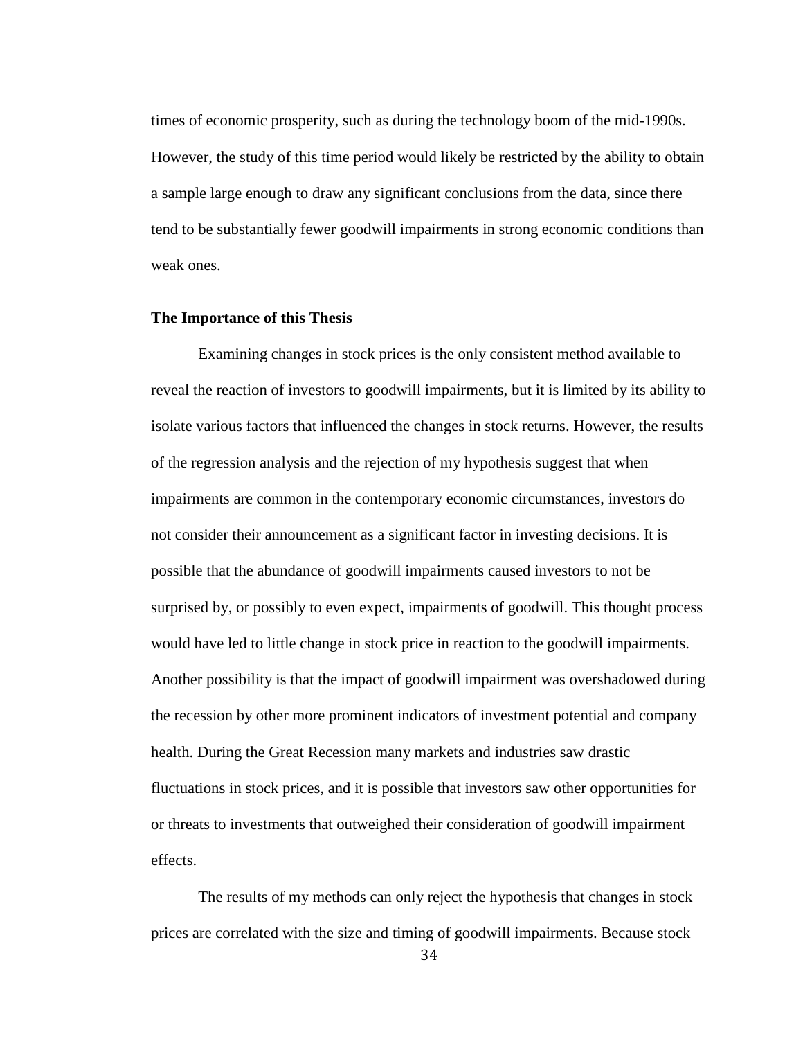times of economic prosperity, such as during the technology boom of the mid-1990s. However, the study of this time period would likely be restricted by the ability to obtain a sample large enough to draw any significant conclusions from the data, since there tend to be substantially fewer goodwill impairments in strong economic conditions than weak ones.

**The Importance of this Thesis**

Examining changes in stock prices is the only consistent method available to reveal the reaction of investors to goodwill impairments, but it is limited by its ability to isolate various factors that influenced the changes in stock returns. However, the results of the regression analysis and the rejection of my hypothesis suggest that when impairments are common in the contemporary economic circumstances, investors do not consider their announcement as a significant factor in investing decisions. It is possible that the abundance of goodwill impairments caused investors to not be surprised by, or possibly to even expect, impairments of goodwill. This thought process would have led to little change in stock price in reaction to the goodwill impairments. Another possibility is that the impact of goodwill impairment was overshadowed during the recession by other more prominent indicators of investment potential and company health. During the Great Recession many markets and industries saw drastic fluctuations in stock prices, and it is possible that investors saw other opportunities for or threats to investments that outweighed their consideration of goodwill impairment effects.

The results of my methods can only reject the hypothesis that changes in stock prices are correlated with the size and timing of goodwill impairments. Because stock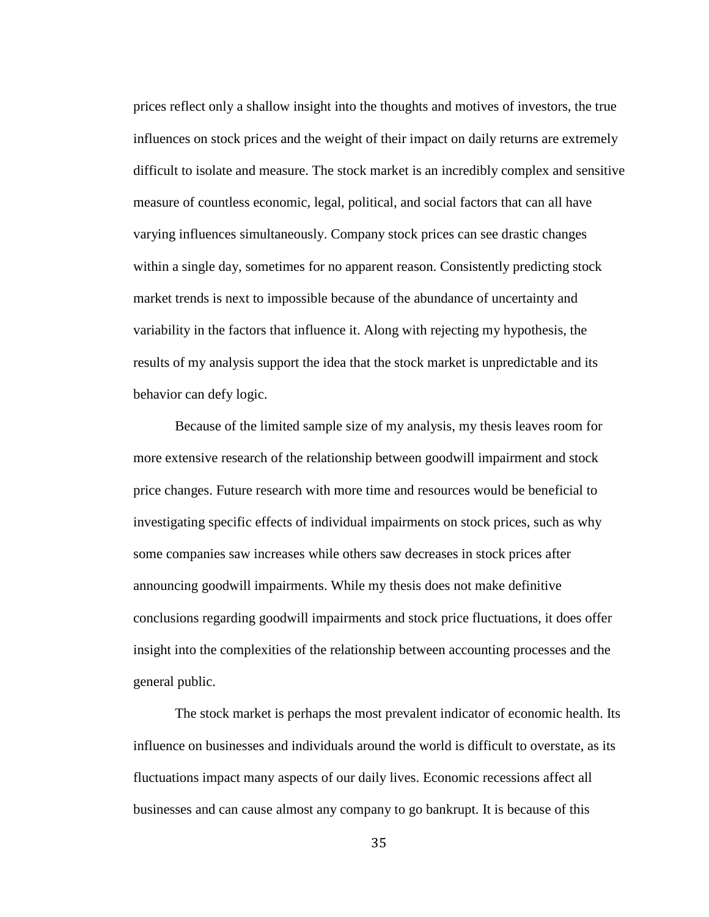prices reflect only a shallow insight into the thoughts and motives of investors, the true influences on stock prices and the weight of their impact on daily returns are extremely difficult to isolate and measure. The stock market is an incredibly complex and sensitive measure of countless economic, legal, political, and social factors that can all have varying influences simultaneously. Company stock prices can see drastic changes within a single day, sometimes for no apparent reason. Consistently predicting stock market trends is next to impossible because of the abundance of uncertainty and variability in the factors that influence it. Along with rejecting my hypothesis, the results of my analysis support the idea that the stock market is unpredictable and its behavior can defy logic.

Because of the limited sample size of my analysis, my thesis leaves room for more extensive research of the relationship between goodwill impairment and stock price changes. Future research with more time and resources would be beneficial to investigating specific effects of individual impairments on stock prices, such as why some companies saw increases while others saw decreases in stock prices after announcing goodwill impairments. While my thesis does not make definitive conclusions regarding goodwill impairments and stock price fluctuations, it does offer insight into the complexities of the relationship between accounting processes and the general public.

The stock market is perhaps the most prevalent indicator of economic health. Its influence on businesses and individuals around the world is difficult to overstate, as its fluctuations impact many aspects of our daily lives. Economic recessions affect all businesses and can cause almost any company to go bankrupt. It is because of this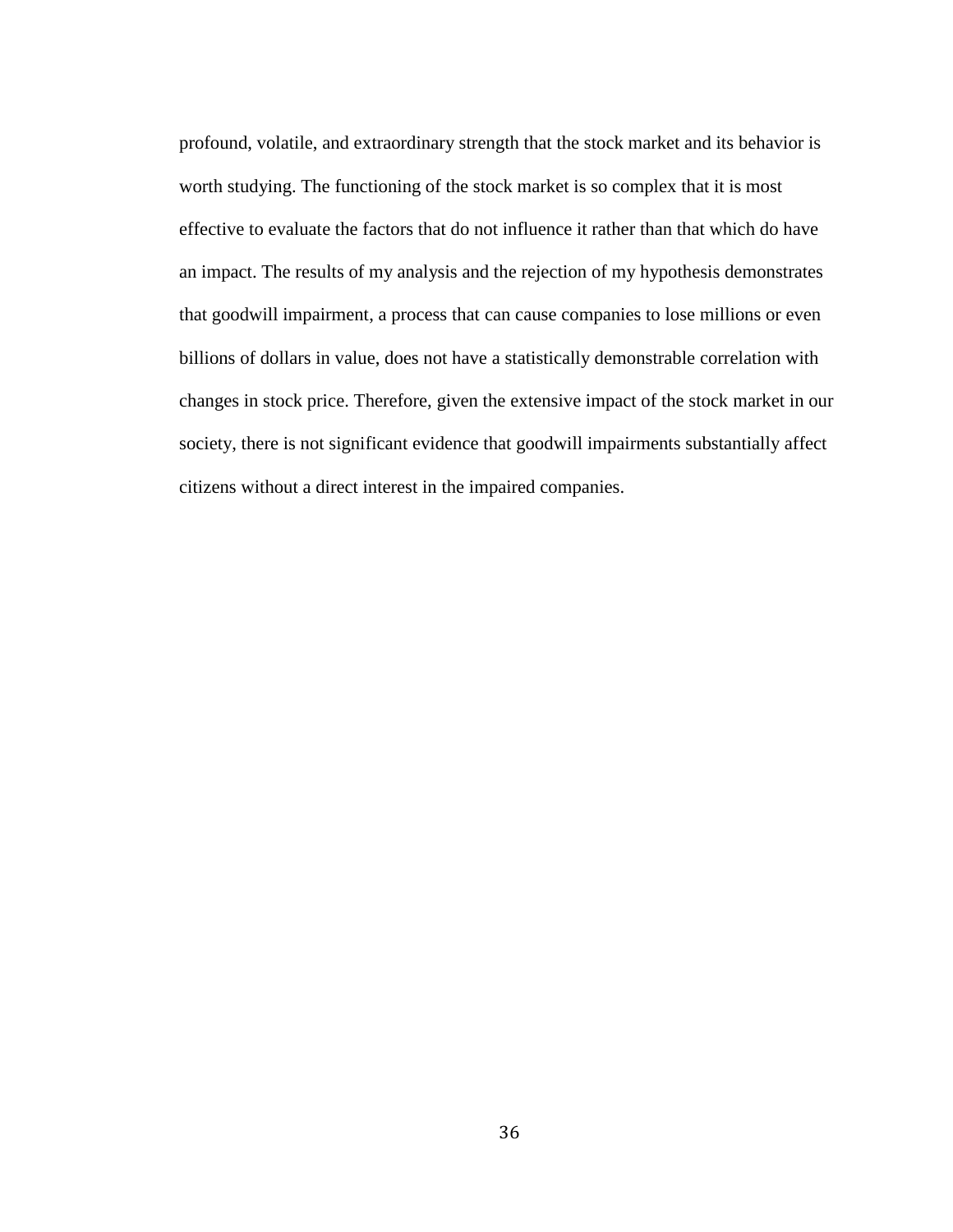profound, volatile, and extraordinary strength that the stock market and its behavior is worth studying. The functioning of the stock market is so complex that it is most effective to evaluate the factors that do not influence it rather than that which do have an impact. The results of my analysis and the rejection of my hypothesis demonstrates that goodwill impairment, a process that can cause companies to lose millions or even billions of dollars in value, does not have a statistically demonstrable correlation with changes in stock price. Therefore, given the extensive impact of the stock market in our society, there is not significant evidence that goodwill impairments substantially affect citizens without a direct interest in the impaired companies.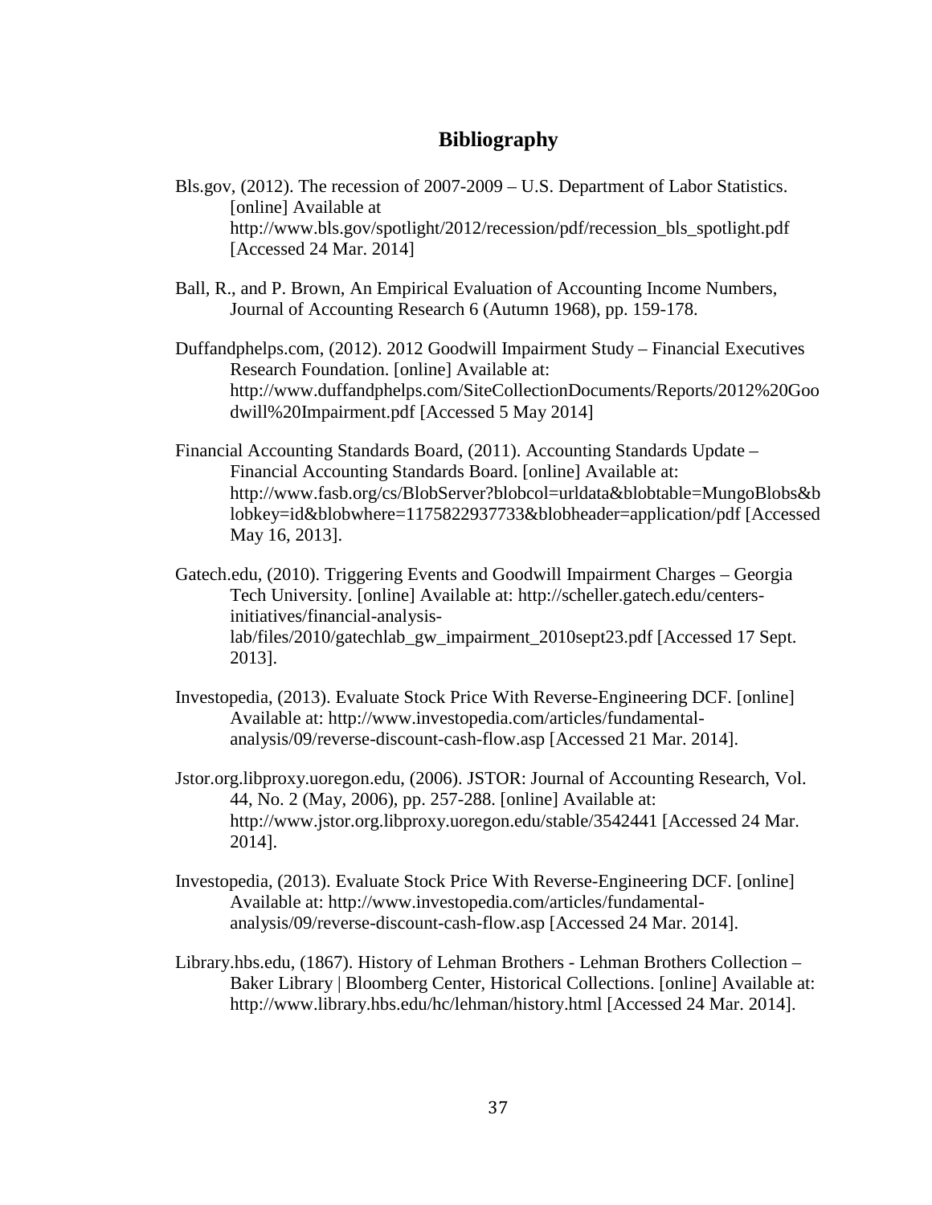# Bibliography

Bls.gov, (2012). The recession of 2007-2009 – U.S. Department of Labor Statistics. [online] Available at http://www.bls.gov/spotlight/2012/recession/pdf/recession_bls_spotlight.pdf [Accessed 24 Mar. 2014]

Ball, R., and P. Brown, An Empirical Evaluation of Accounting Income Numbers, Journal of Accounting Research 6 (Autumn 1968), pp. 159-178.

Duffandphelps.com, (2012). 2012 Goodwill Impairment Study – Financial Executives Research Foundation. [online] Available at: http://www.duffandphelps.com/SiteCollectionDocuments/Reports/2012%20Goodwill%20Impairment.pdf [Accessed 5 May 2014]

Financial Accounting Standards Board, (2011). Accounting Standards Update – Financial Accounting Standards Board. [online] Available at: http://www.fasb.org/cs/BlobServer?blobcol=urldata&blobtable=MungoBlobs&blobkey=id&blobwhere=1175822937733&blobheader=application/pdf [Accessed May 16, 2013].

Gatech.edu, (2010). Triggering Events and Goodwill Impairment Charges – Georgia Tech University. [online] Available at: http://scheller.gatech.edu/centers-initiatives/financial-analysis-lab/files/2010/gatechlab_gw_impairment_2010sept23.pdf [Accessed 17 Sept. 2013].

Investopedia, (2013). Evaluate Stock Price With Reverse-Engineering DCF. [online] Available at: http://www.investopedia.com/articles/fundamental-analysis/09/reverse-discount-cash-flow.asp [Accessed 21 Mar. 2014].

Jstor.org.libproxy.uoregon.edu, (2006). JSTOR: Journal of Accounting Research, Vol. 44, No. 2 (May, 2006), pp. 257-288. [online] Available at: http://www.jstor.org.libproxy.uoregon.edu/stable/3542441 [Accessed 24 Mar. 2014].

Investopedia, (2013). Evaluate Stock Price With Reverse-Engineering DCF. [online] Available at: http://www.investopedia.com/articles/fundamental-analysis/09/reverse-discount-cash-flow.asp [Accessed 24 Mar. 2014].

Library.hbs.edu, (1867). History of Lehman Brothers - Lehman Brothers Collection – Baker Library | Bloomberg Center, Historical Collections. [online] Available at: http://www.library.hbs.edu/hc/lehman/history.html [Accessed 24 Mar. 2014].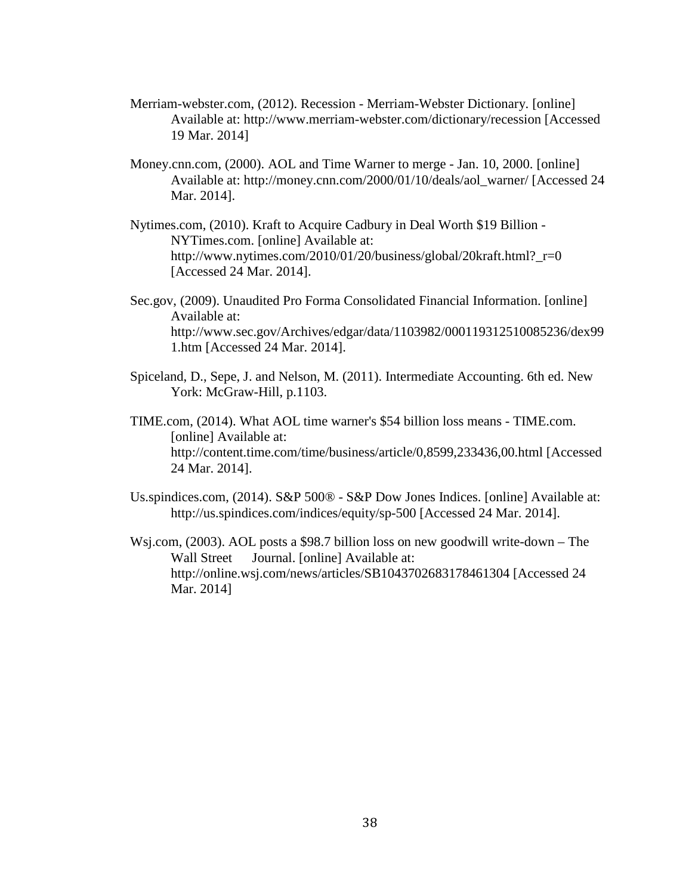Merriam-webster.com, (2012). Recession - Merriam-Webster Dictionary. [online] Available at: http://www.merriam-webster.com/dictionary/recession [Accessed 19 Mar. 2014]

Money.cnn.com, (2000). AOL and Time Warner to merge - Jan. 10, 2000. [online] Available at: http://money.cnn.com/2000/01/10/deals/aol_warner/ [Accessed 24 Mar. 2014].

Nytimes.com, (2010). Kraft to Acquire Cadbury in Deal Worth $19 Billion - NYTimes.com. [online] Available at: http://www.nytimes.com/2010/01/20/business/global/20kraft.html?_r=0 [Accessed 24 Mar. 2014].

Sec.gov, (2009). Unaudited Pro Forma Consolidated Financial Information. [online] Available at: http://www.sec.gov/Archives/edgar/data/1103982/000119312510085236/dex991.htm [Accessed 24 Mar. 2014].

Spiceland, D., Sepe, J. and Nelson, M. (2011). Intermediate Accounting. 6th ed. New York: McGraw-Hill, p.1103.

TIME.com, (2014). What AOL time warner's $54 billion loss means - TIME.com. [online] Available at: http://content.time.com/time/business/article/0,8599,233436,00.html [Accessed 24 Mar. 2014].

Us.spindices.com, (2014). S&P 500® - S&P Dow Jones Indices. [online] Available at: http://us.spindices.com/indices/equity/sp-500 [Accessed 24 Mar. 2014].

Wsj.com, (2003). AOL posts a $98.7 billion loss on new goodwill write-down – The Wall Street Journal. [online] Available at: http://online.wsj.com/news/articles/SB1043702683178461304 [Accessed 24 Mar. 2014]